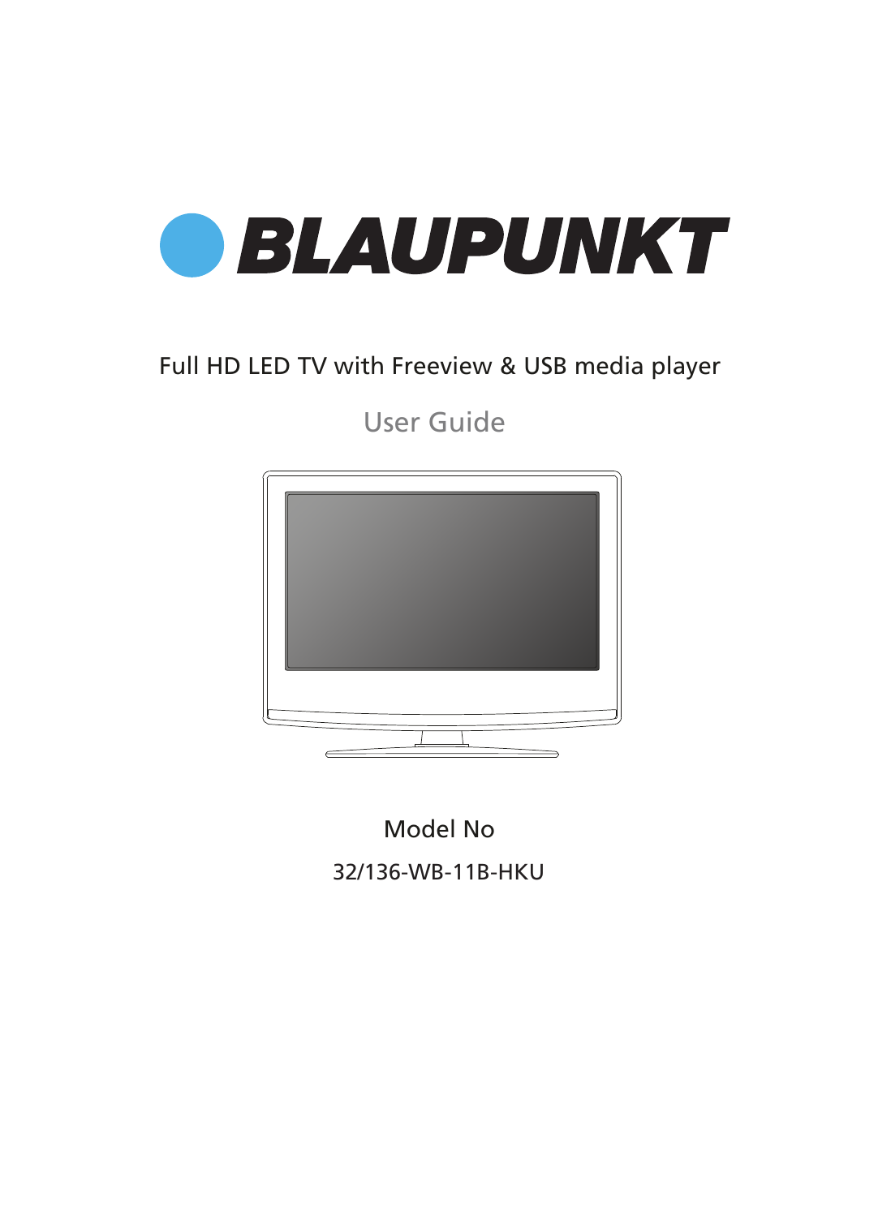# BLAUPUNKT

Full HD LED TV with Freeview & USB media player

## User Guide

Model No

32/136-WB-11B-HKU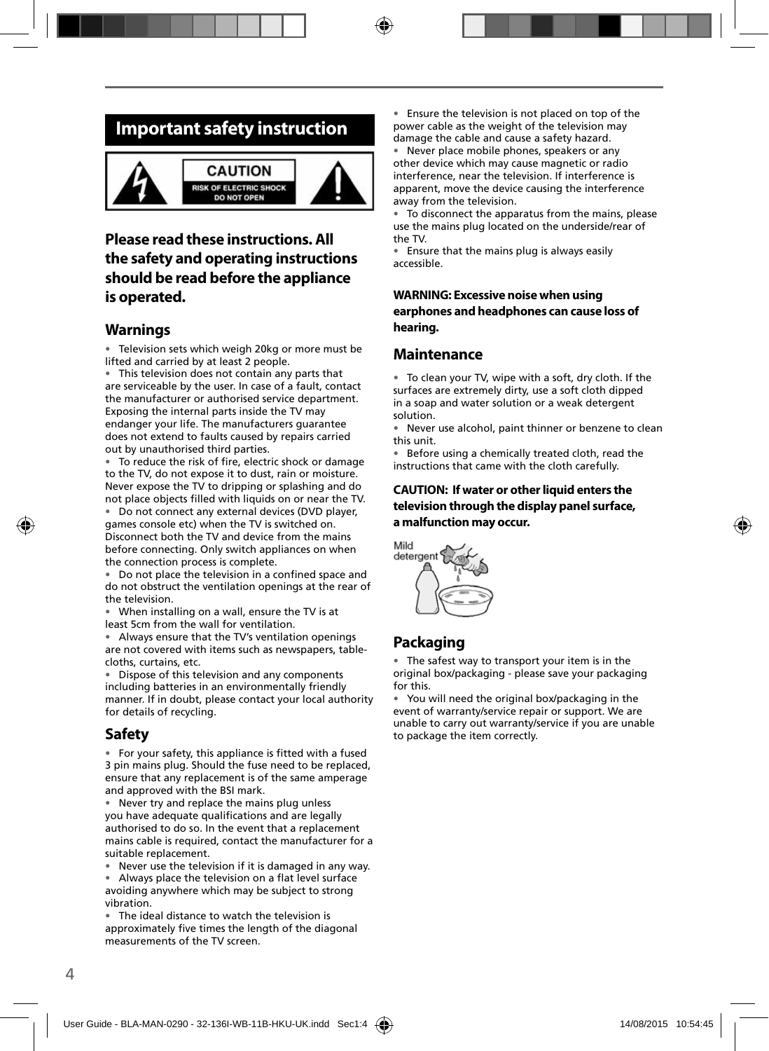# Important safety instruction

CAUTION
RISK OF ELECTRIC SHOCK
DO NOT OPEN

**Please read these instructions. All the safety and operating instructions should be read before the appliance is operated.**

## Warnings

- Television sets which weigh 20kg or more must be lifted and carried by at least 2 people.
- This television does not contain any parts that are serviceable by the user. In case of a fault, contact the manufacturer or authorised service department. Exposing the internal parts inside the TV may endanger your life. The manufacturers guarantee does not extend to faults caused by repairs carried out by unauthorised third parties.
- To reduce the risk of fire, electric shock or damage to the TV, do not expose it to dust, rain or moisture. Never expose the TV to dripping or splashing and do not place objects filled with liquids on or near the TV.
- Do not connect any external devices (DVD player, games console etc) when the TV is switched on. Disconnect both the TV and device from the mains before connecting. Only switch appliances on when the connection process is complete.
- Do not place the television in a confined space and do not obstruct the ventilation openings at the rear of the television.
- When installing on a wall, ensure the TV is at least 5cm from the wall for ventilation.
- Always ensure that the TV's ventilation openings are not covered with items such as newspapers, table-cloths, curtains, etc.
- Dispose of this television and any components including batteries in an environmentally friendly manner. If in doubt, please contact your local authority for details of recycling.

## Safety

- For your safety, this appliance is fitted with a fused 3 pin mains plug. Should the fuse need to be replaced, ensure that any replacement is of the same amperage and approved with the BSI mark.
- Never try and replace the mains plug unless you have adequate qualifications and are legally authorised to do so. In the event that a replacement mains cable is required, contact the manufacturer for a suitable replacement.
- Never use the television if it is damaged in any way.
- Always place the television on a flat level surface avoiding anywhere which may be subject to strong vibration.
- The ideal distance to watch the television is approximately five times the length of the diagonal measurements of the TV screen.
- Ensure the television is not placed on top of the power cable as the weight of the television may damage the cable and cause a safety hazard.
- Never place mobile phones, speakers or any other device which may cause magnetic or radio interference, near the television. If interference is apparent, move the device causing the interference away from the television.
- To disconnect the apparatus from the mains, please use the mains plug located on the underside/rear of the TV.
- Ensure that the mains plug is always easily accessible.

**WARNING: Excessive noise when using earphones and headphones can cause loss of hearing.**

## Maintenance

- To clean your TV, wipe with a soft, dry cloth. If the surfaces are extremely dirty, use a soft cloth dipped in a soap and water solution or a weak detergent solution.
- Never use alcohol, paint thinner or benzene to clean this unit.
- Before using a chemically treated cloth, read the instructions that came with the cloth carefully.

**CAUTION: If water or other liquid enters the television through the display panel surface, a malfunction may occur.**

Mild detergent

## Packaging

- The safest way to transport your item is in the original box/packaging - please save your packaging for this.
- You will need the original box/packaging in the event of warranty/service repair or support. We are unable to carry out warranty/service if you are unable to package the item correctly.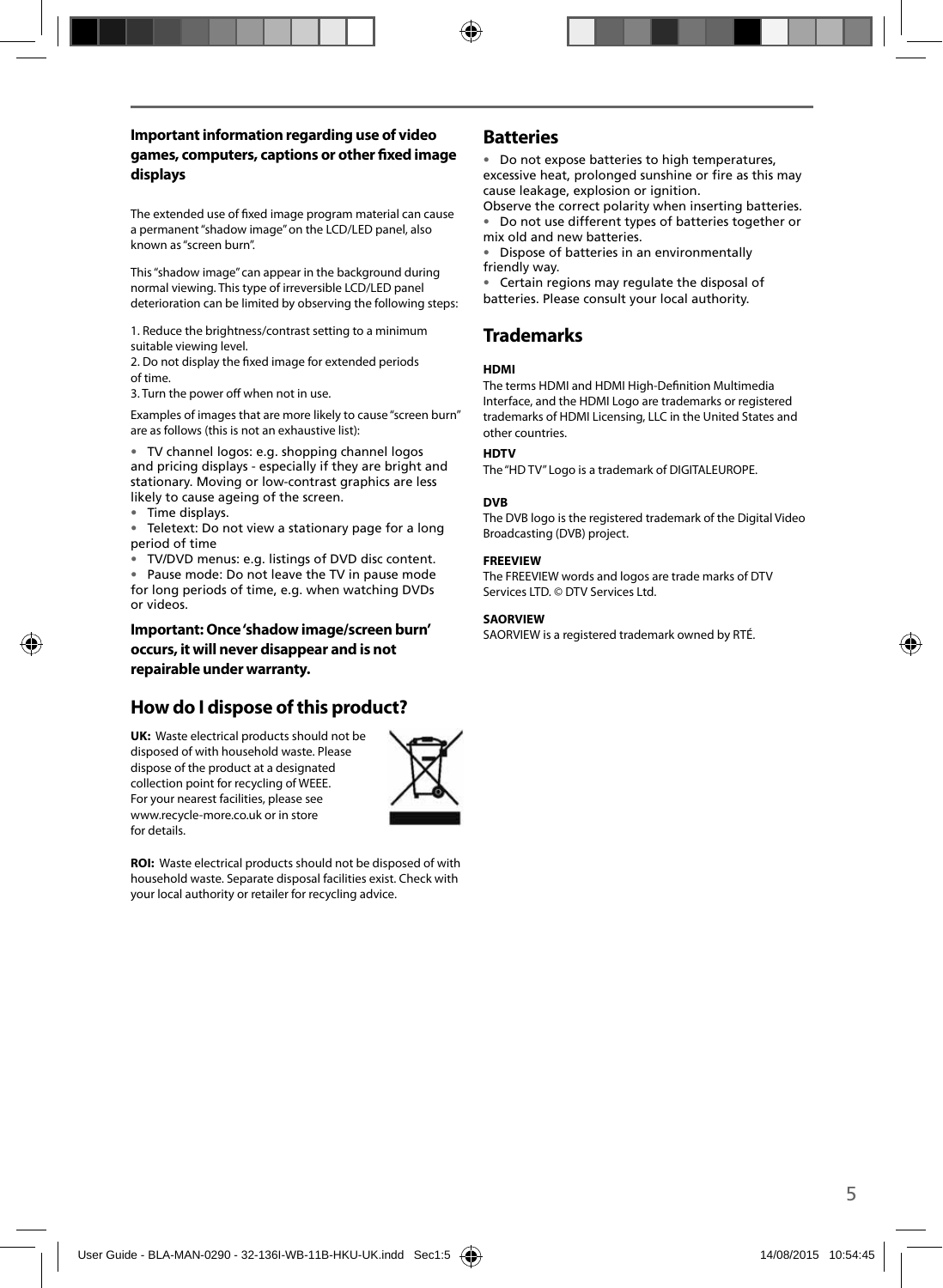### Important information regarding use of video games, computers, captions or other fixed image displays

The extended use of fixed image program material can cause a permanent "shadow image" on the LCD/LED panel, also known as "screen burn".

This "shadow image" can appear in the background during normal viewing. This type of irreversible LCD/LED panel deterioration can be limited by observing the following steps:

1. Reduce the brightness/contrast setting to a minimum suitable viewing level.
2. Do not display the fixed image for extended periods of time.
3. Turn the power off when not in use.

Examples of images that are more likely to cause "screen burn" are as follows (this is not an exhaustive list):

- TV channel logos: e.g. shopping channel logos and pricing displays - especially if they are bright and stationary. Moving or low-contrast graphics are less likely to cause ageing of the screen.
- Time displays.
- Teletext: Do not view a stationary page for a long period of time
- TV/DVD menus: e.g. listings of DVD disc content.
- Pause mode: Do not leave the TV in pause mode for long periods of time, e.g. when watching DVDs or videos.

**Important: Once 'shadow image/screen burn' occurs, it will never disappear and is not repairable under warranty.**

## How do I dispose of this product?

**UK:** Waste electrical products should not be disposed of with household waste. Please dispose of the product at a designated collection point for recycling of WEEE. For your nearest facilities, please see www.recycle-more.co.uk or in store for details.

**ROI:** Waste electrical products should not be disposed of with household waste. Separate disposal facilities exist. Check with your local authority or retailer for recycling advice.

## Batteries

- Do not expose batteries to high temperatures, excessive heat, prolonged sunshine or fire as this may cause leakage, explosion or ignition.

Observe the correct polarity when inserting batteries.

- Do not use different types of batteries together or mix old and new batteries.
- Dispose of batteries in an environmentally friendly way.
- Certain regions may regulate the disposal of batteries. Please consult your local authority.

## Trademarks

**HDMI**

The terms HDMI and HDMI High-Definition Multimedia Interface, and the HDMI Logo are trademarks or registered trademarks of HDMI Licensing, LLC in the United States and other countries.

**HDTV**

The "HD TV" Logo is a trademark of DIGITALEUROPE.

**DVB**

The DVB logo is the registered trademark of the Digital Video Broadcasting (DVB) project.

**FREEVIEW**

The FREEVIEW words and logos are trade marks of DTV Services LTD. © DTV Services Ltd.

**SAORVIEW**

SAORVIEW is a registered trademark owned by RTÉ.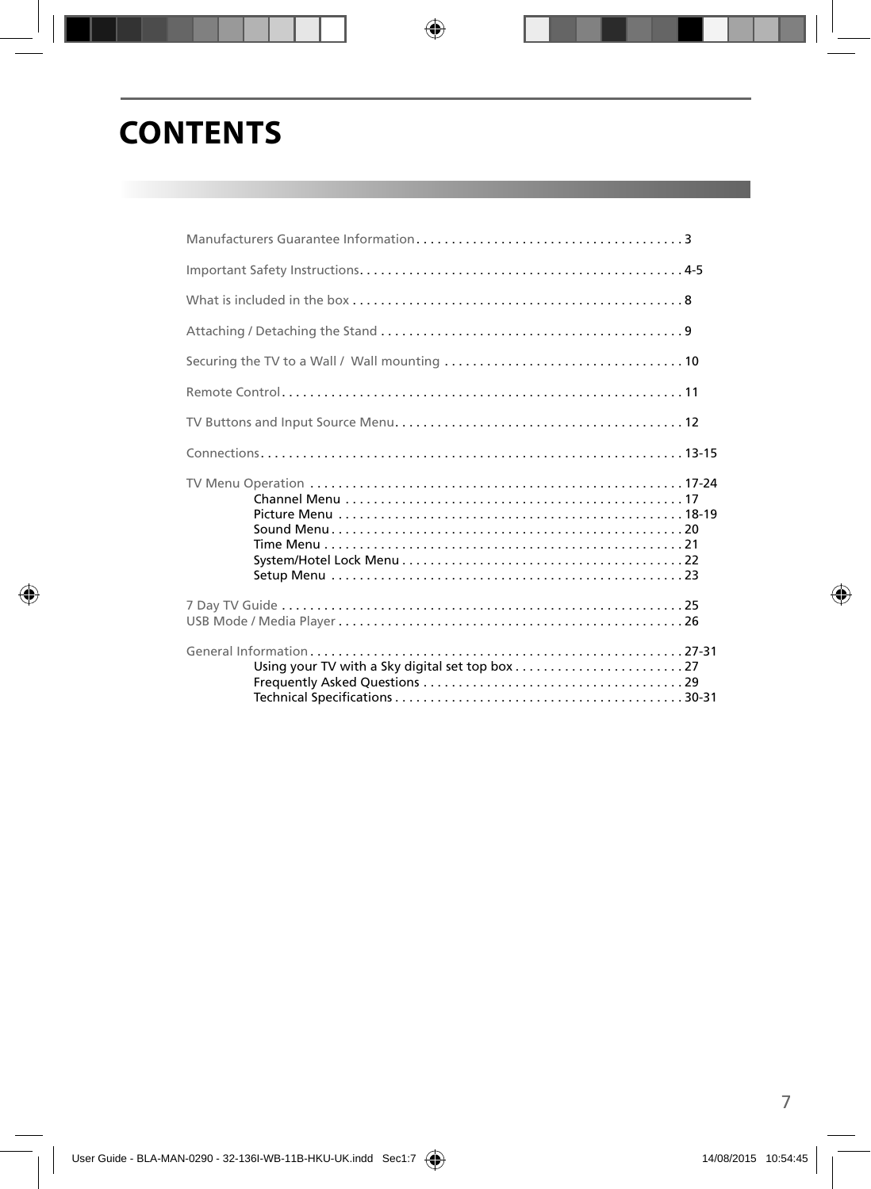# CONTENTS

Manufacturers Guarantee Information . . . . . . . . . . . . . . . . . . . . . . . . . . . . . . . . . . . . . . 3

Important Safety Instructions. . . . . . . . . . . . . . . . . . . . . . . . . . . . . . . . . . . . . . . . . . . . . . 4-5

What is included in the box . . . . . . . . . . . . . . . . . . . . . . . . . . . . . . . . . . . . . . . . . . . . . . . 8

Attaching / Detaching the Stand . . . . . . . . . . . . . . . . . . . . . . . . . . . . . . . . . . . . . . . . . . . 9

Securing the TV to a Wall / Wall mounting . . . . . . . . . . . . . . . . . . . . . . . . . . . . . . . . . . 10

Remote Control. . . . . . . . . . . . . . . . . . . . . . . . . . . . . . . . . . . . . . . . . . . . . . . . . . . . . . . . . 11

TV Buttons and Input Source Menu. . . . . . . . . . . . . . . . . . . . . . . . . . . . . . . . . . . . . . . . . 12

Connections. . . . . . . . . . . . . . . . . . . . . . . . . . . . . . . . . . . . . . . . . . . . . . . . . . . . . . . . . . . . 13-15

TV Menu Operation . . . . . . . . . . . . . . . . . . . . . . . . . . . . . . . . . . . . . . . . . . . . . . . . . . . . . 17-24
- Channel Menu . . . . . . . . . . . . . . . . . . . . . . . . . . . . . . . . . . . . . . . . . . . . . . . . 17
- Picture Menu . . . . . . . . . . . . . . . . . . . . . . . . . . . . . . . . . . . . . . . . . . . . . . . . . 18-19
- Sound Menu . . . . . . . . . . . . . . . . . . . . . . . . . . . . . . . . . . . . . . . . . . . . . . . . . . 20
- Time Menu . . . . . . . . . . . . . . . . . . . . . . . . . . . . . . . . . . . . . . . . . . . . . . . . . . . 21
- System/Hotel Lock Menu . . . . . . . . . . . . . . . . . . . . . . . . . . . . . . . . . . . . . . . . 22
- Setup Menu . . . . . . . . . . . . . . . . . . . . . . . . . . . . . . . . . . . . . . . . . . . . . . . . . . 23

7 Day TV Guide . . . . . . . . . . . . . . . . . . . . . . . . . . . . . . . . . . . . . . . . . . . . . . . . . . . . . . . . . 25

USB Mode / Media Player . . . . . . . . . . . . . . . . . . . . . . . . . . . . . . . . . . . . . . . . . . . . . . . . . 26

General Information . . . . . . . . . . . . . . . . . . . . . . . . . . . . . . . . . . . . . . . . . . . . . . . . . . . . . 27-31
- Using your TV with a Sky digital set top box . . . . . . . . . . . . . . . . . . . . . . . . 27
- Frequently Asked Questions . . . . . . . . . . . . . . . . . . . . . . . . . . . . . . . . . . . . . 29
- Technical Specifications . . . . . . . . . . . . . . . . . . . . . . . . . . . . . . . . . . . . . . . . . 30-31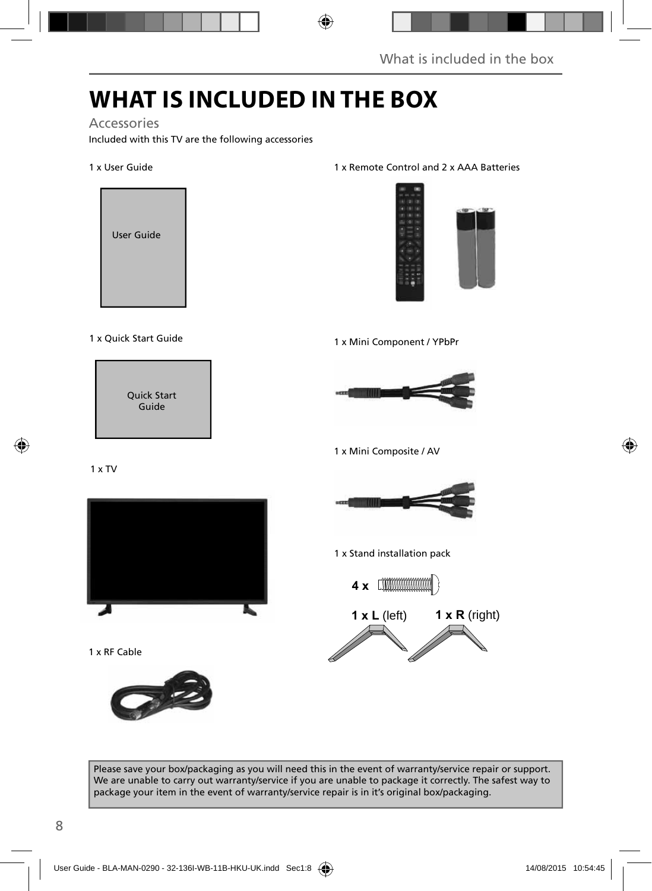# WHAT IS INCLUDED IN THE BOX

## Accessories

Included with this TV are the following accessories

1 x User Guide

User Guide

1 x Quick Start Guide

Quick Start Guide

1 x TV

1 x RF Cable

1 x Remote Control and 2 x AAA Batteries

1 x Mini Component / YPbPr

1 x Mini Composite / AV

1 x Stand installation pack

**4 x**

**1 x L** (left) **1 x R** (right)

Please save your box/packaging as you will need this in the event of warranty/service repair or support. We are unable to carry out warranty/service if you are unable to package it correctly. The safest way to package your item in the event of warranty/service repair is in it's original box/packaging.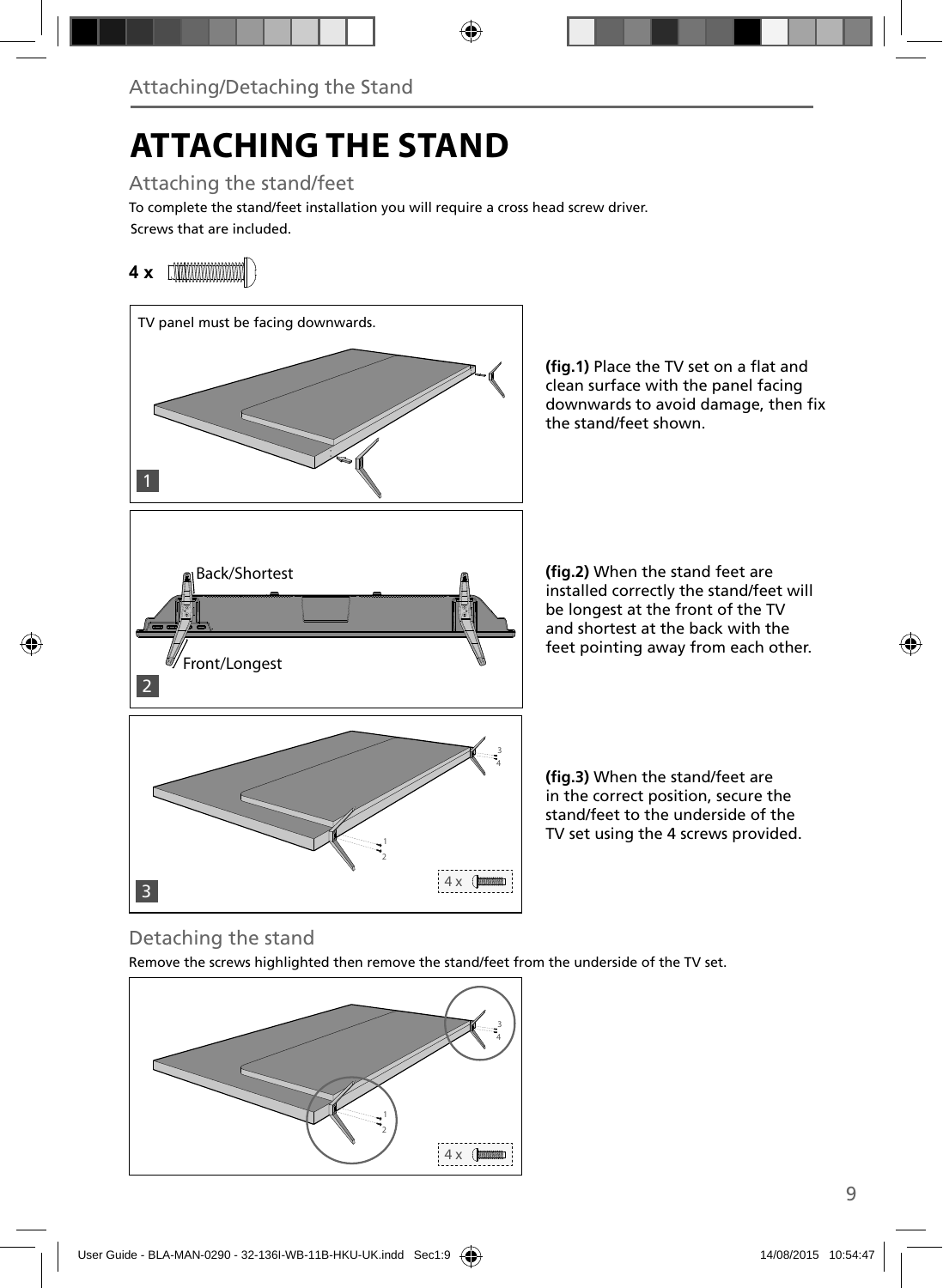Attaching/Detaching the Stand

# ATTACHING THE STAND

## Attaching the stand/feet

To complete the stand/feet installation you will require a cross head screw driver.

Screws that are included.

**4 x**

TV panel must be facing downwards.

1

**(fig.1)** Place the TV set on a flat and clean surface with the panel facing downwards to avoid damage, then fix the stand/feet shown.

Back/Shortest

Front/Longest

2

**(fig.2)** When the stand feet are installed correctly the stand/feet will be longest at the front of the TV and shortest at the back with the feet pointing away from each other.

3

4 x

**(fig.3)** When the stand/feet are in the correct position, secure the stand/feet to the underside of the TV set using the 4 screws provided.

## Detaching the stand

Remove the screws highlighted then remove the stand/feet from the underside of the TV set.

4 x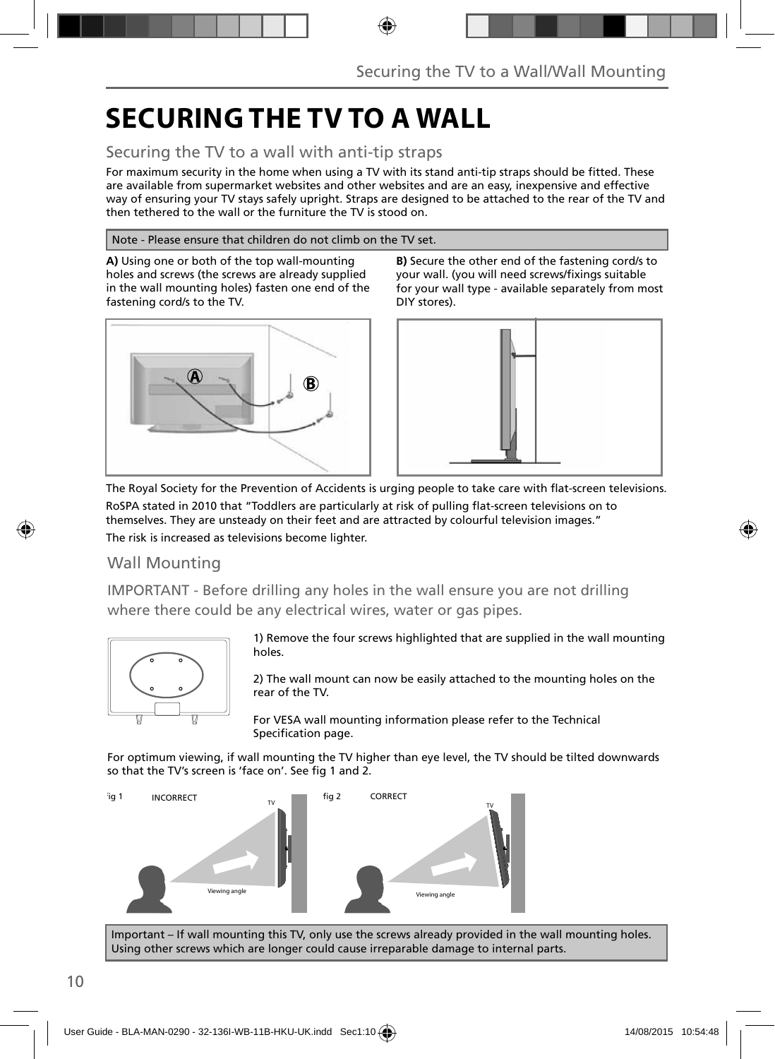# SECURING THE TV TO A WALL

## Securing the TV to a wall with anti-tip straps

For maximum security in the home when using a TV with its stand anti-tip straps should be fitted. These are available from supermarket websites and other websites and are an easy, inexpensive and effective way of ensuring your TV stays safely upright. Straps are designed to be attached to the rear of the TV and then tethered to the wall or the furniture the TV is stood on.

Note - Please ensure that children do not climb on the TV set.

**A)** Using one or both of the top wall-mounting holes and screws (the screws are already supplied in the wall mounting holes) fasten one end of the fastening cord/s to the TV.

**B)** Secure the other end of the fastening cord/s to your wall. (you will need screws/fixings suitable for your wall type - available separately from most DIY stores).

The Royal Society for the Prevention of Accidents is urging people to take care with flat-screen televisions.

RoSPA stated in 2010 that "Toddlers are particularly at risk of pulling flat-screen televisions on to themselves. They are unsteady on their feet and are attracted by colourful television images."

The risk is increased as televisions become lighter.

## Wall Mounting

IMPORTANT - Before drilling any holes in the wall ensure you are not drilling where there could be any electrical wires, water or gas pipes.

1) Remove the four screws highlighted that are supplied in the wall mounting holes.

2) The wall mount can now be easily attached to the mounting holes on the rear of the TV.

For VESA wall mounting information please refer to the Technical Specification page.

For optimum viewing, if wall mounting the TV higher than eye level, the TV should be tilted downwards so that the TV's screen is 'face on'. See fig 1 and 2.

fig 1 INCORRECT

fig 2 CORRECT

Important – If wall mounting this TV, only use the screws already provided in the wall mounting holes. Using other screws which are longer could cause irreparable damage to internal parts.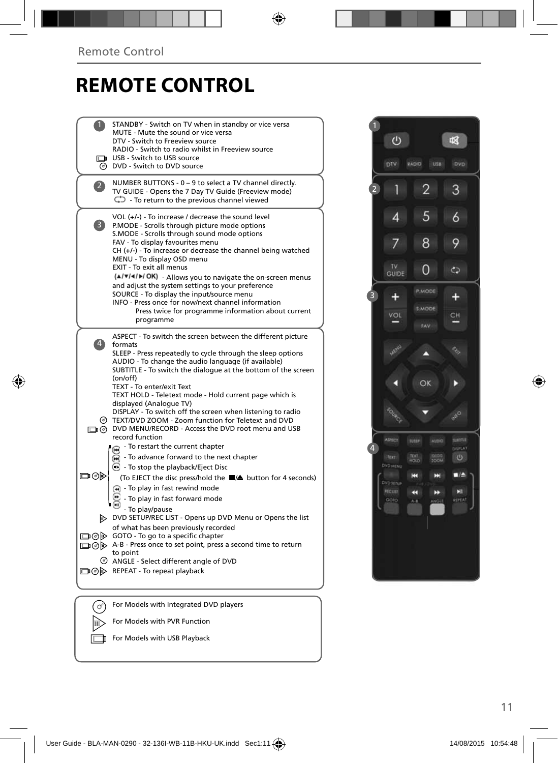# REMOTE CONTROL

**1**

STANDBY - Switch on TV when in standby or vice versa
MUTE - Mute the sound or vice versa
DTV - Switch to Freeview source
RADIO - Switch to radio whilst in Freeview source
USB - Switch to USB source
DVD - Switch to DVD source

**2**

NUMBER BUTTONS - 0 – 9 to select a TV channel directly.
TV GUIDE - Opens the 7 Day TV Guide (Freeview mode)
- To return to the previous channel viewed

**3**

VOL (+/-) - To increase / decrease the sound level
P.MODE - Scrolls through picture mode options
S.MODE - Scrolls through sound mode options
FAV - To display favourites menu
CH (+/-) - To increase or decrease the channel being watched
MENU - To display OSD menu
EXIT - To exit all menus
(▲/▼/◄/►/ OK) - Allows you to navigate the on-screen menus and adjust the system settings to your preference
SOURCE - To display the input/source menu
INFO - Press once for now/next channel information
Press twice for programme information about current programme

**4**

ASPECT - To switch the screen between the different picture formats
SLEEP - Press repeatedly to cycle through the sleep options
AUDIO - To change the audio language (if available)
SUBTITLE - To switch the dialogue at the bottom of the screen (on/off)
TEXT - To enter/exit Text
TEXT HOLD - Teletext mode - Hold current page which is displayed (Analogue TV)
DISPLAY - To switch off the screen when listening to radio
TEXT/DVD ZOOM - Zoom function for Teletext and DVD
DVD MENU/RECORD - Access the DVD root menu and USB record function
- To restart the current chapter
- To advance forward to the next chapter
- To stop the playback/Eject Disc
(To EJECT the disc press/hold the ■/⏏ button for 4 seconds)
- To play in fast rewind mode
- To play in fast forward mode
- To play/pause
DVD SETUP/REC LIST - Opens up DVD Menu or Opens the list of what has been previously recorded
GOTO - To go to a specific chapter
A-B - Press once to set point, press a second time to return to point
ANGLE - Select different angle of DVD
REPEAT - To repeat playback

For Models with Integrated DVD players
For Models with PVR Function
For Models with USB Playback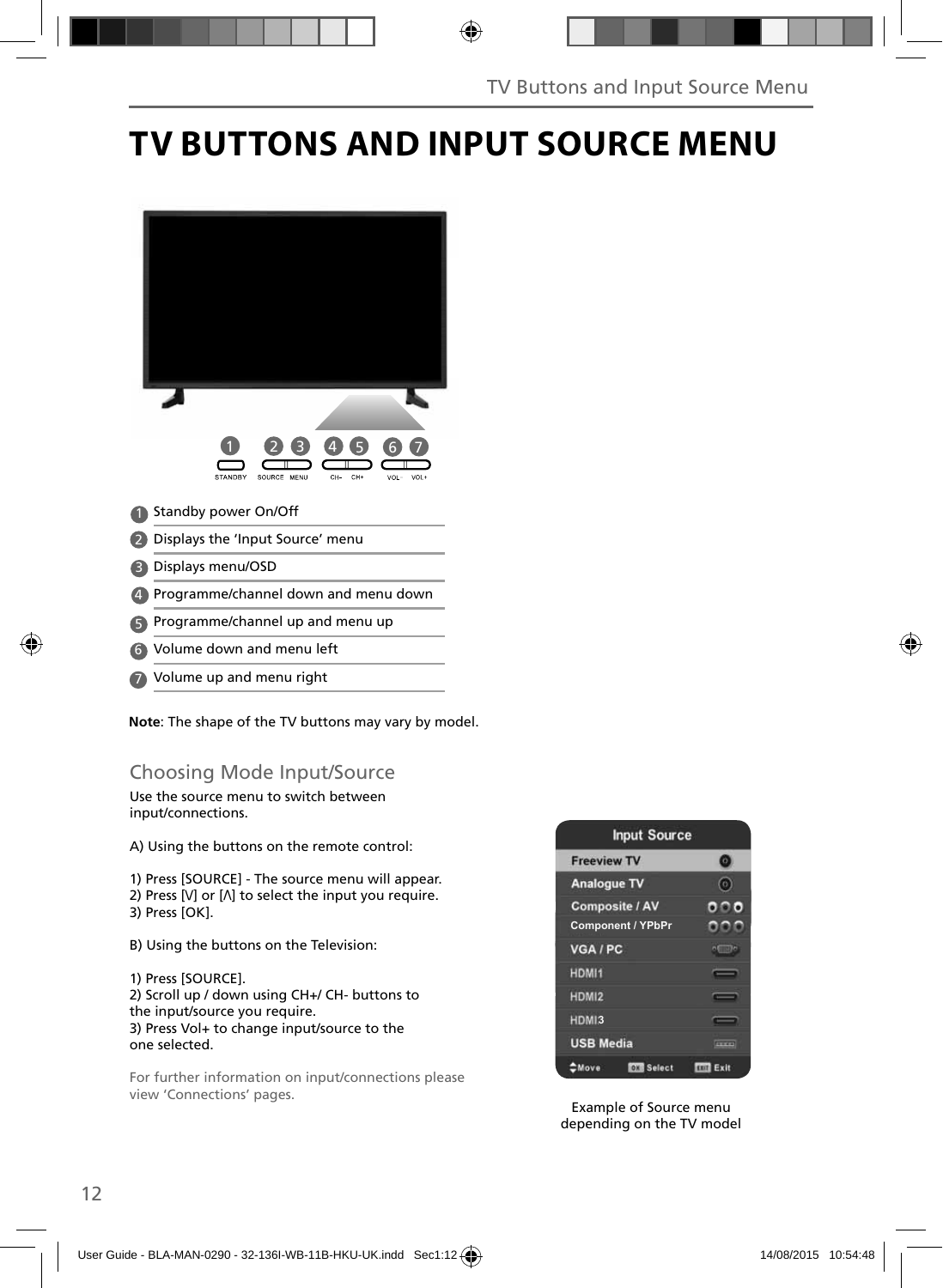# TV BUTTONS AND INPUT SOURCE MENU

1. Standby power On/Off
2. Displays the 'Input Source' menu
3. Displays menu/OSD
4. Programme/channel down and menu down
5. Programme/channel up and menu up
6. Volume down and menu left
7. Volume up and menu right

**Note**: The shape of the TV buttons may vary by model.

## Choosing Mode Input/Source

Use the source menu to switch between input/connections.

A) Using the buttons on the remote control:

1) Press [SOURCE] - The source menu will appear.
2) Press [V] or [Λ] to select the input you require.
3) Press [OK].

B) Using the buttons on the Television:

1) Press [SOURCE].
2) Scroll up / down using CH+/ CH- buttons to the input/source you require.
3) Press Vol+ to change input/source to the one selected.

For further information on input/connections please view 'Connections' pages.

Example of Source menu depending on the TV model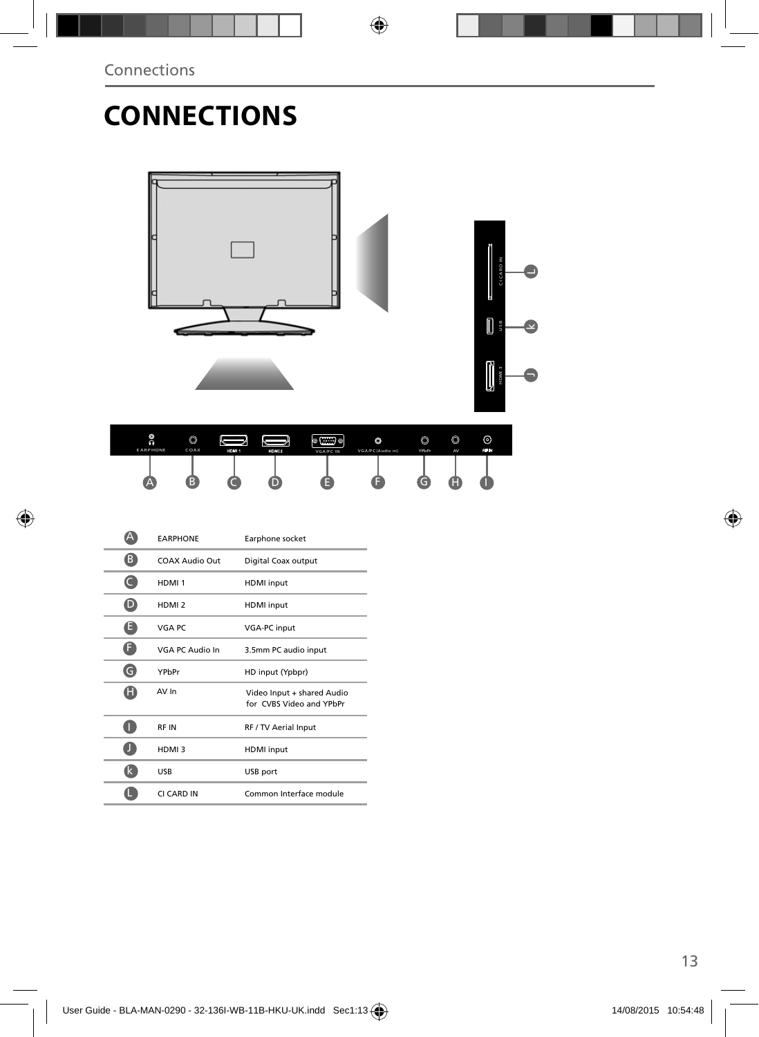# CONNECTIONS

| | | |
|---|---|---|
| A | EARPHONE | Earphone socket |
| B | COAX Audio Out | Digital Coax output |
| C | HDMI 1 | HDMI input |
| D | HDMI 2 | HDMI input |
| E | VGA PC | VGA-PC input |
| F | VGA PC Audio In | 3.5mm PC audio input |
| G | YPbPr | HD input (Ypbpr) |
| H | AV In | Video Input + shared Audio for CVBS Video and YPbPr |
| I | RF IN | RF / TV Aerial Input |
| J | HDMI 3 | HDMI input |
| k | USB | USB port |
| L | CI CARD IN | Common Interface module |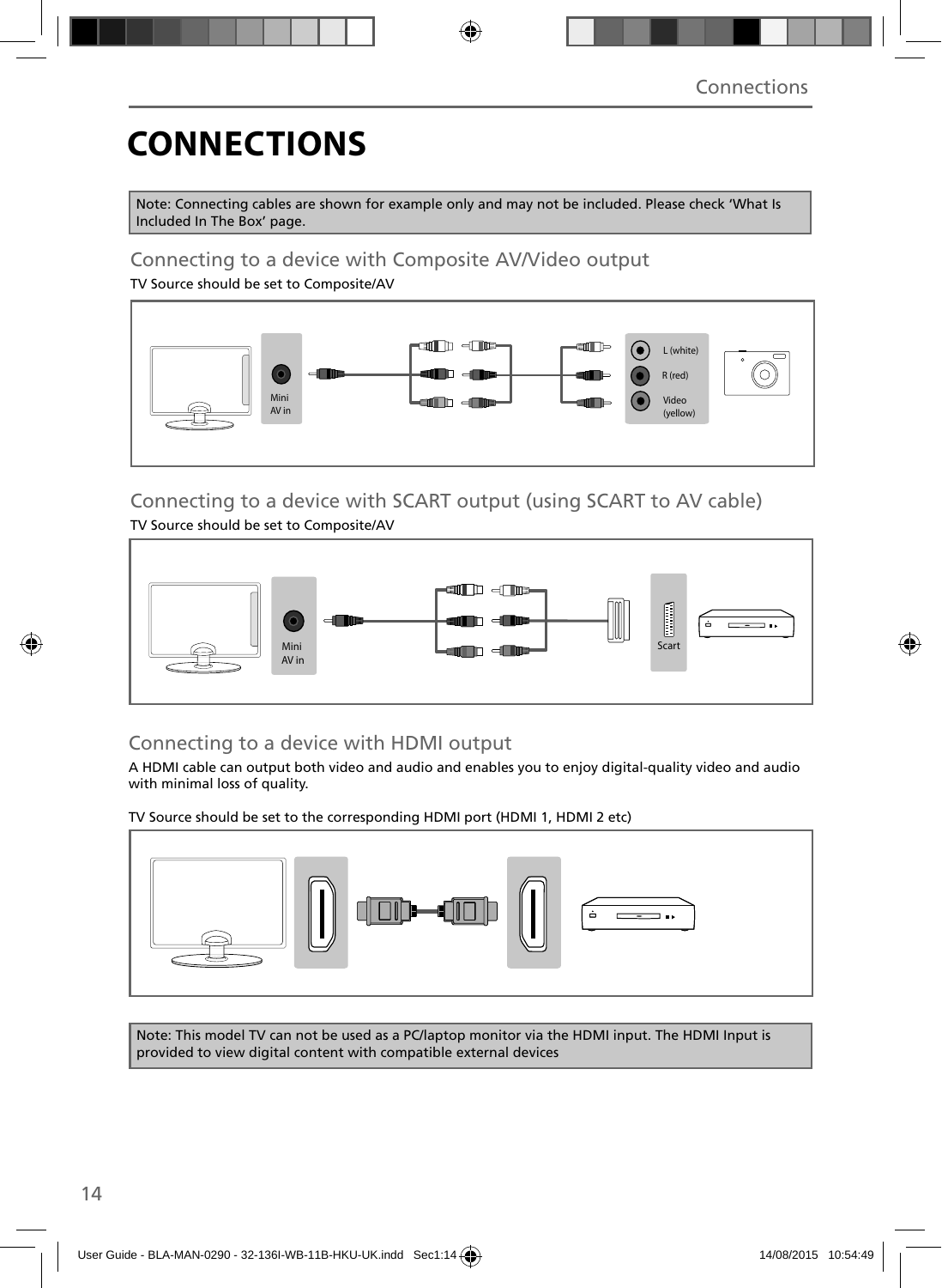# CONNECTIONS

Note: Connecting cables are shown for example only and may not be included. Please check ‘What Is Included In The Box’ page.

## Connecting to a device with Composite AV/Video output

TV Source should be set to Composite/AV

Mini AV in

L (white)

R (red)

Video (yellow)

## Connecting to a device with SCART output (using SCART to AV cable)

TV Source should be set to Composite/AV

Mini AV in

Scart

## Connecting to a device with HDMI output

A HDMI cable can output both video and audio and enables you to enjoy digital-quality video and audio with minimal loss of quality.

TV Source should be set to the corresponding HDMI port (HDMI 1, HDMI 2 etc)

Note: This model TV can not be used as a PC/laptop monitor via the HDMI input. The HDMI Input is provided to view digital content with compatible external devices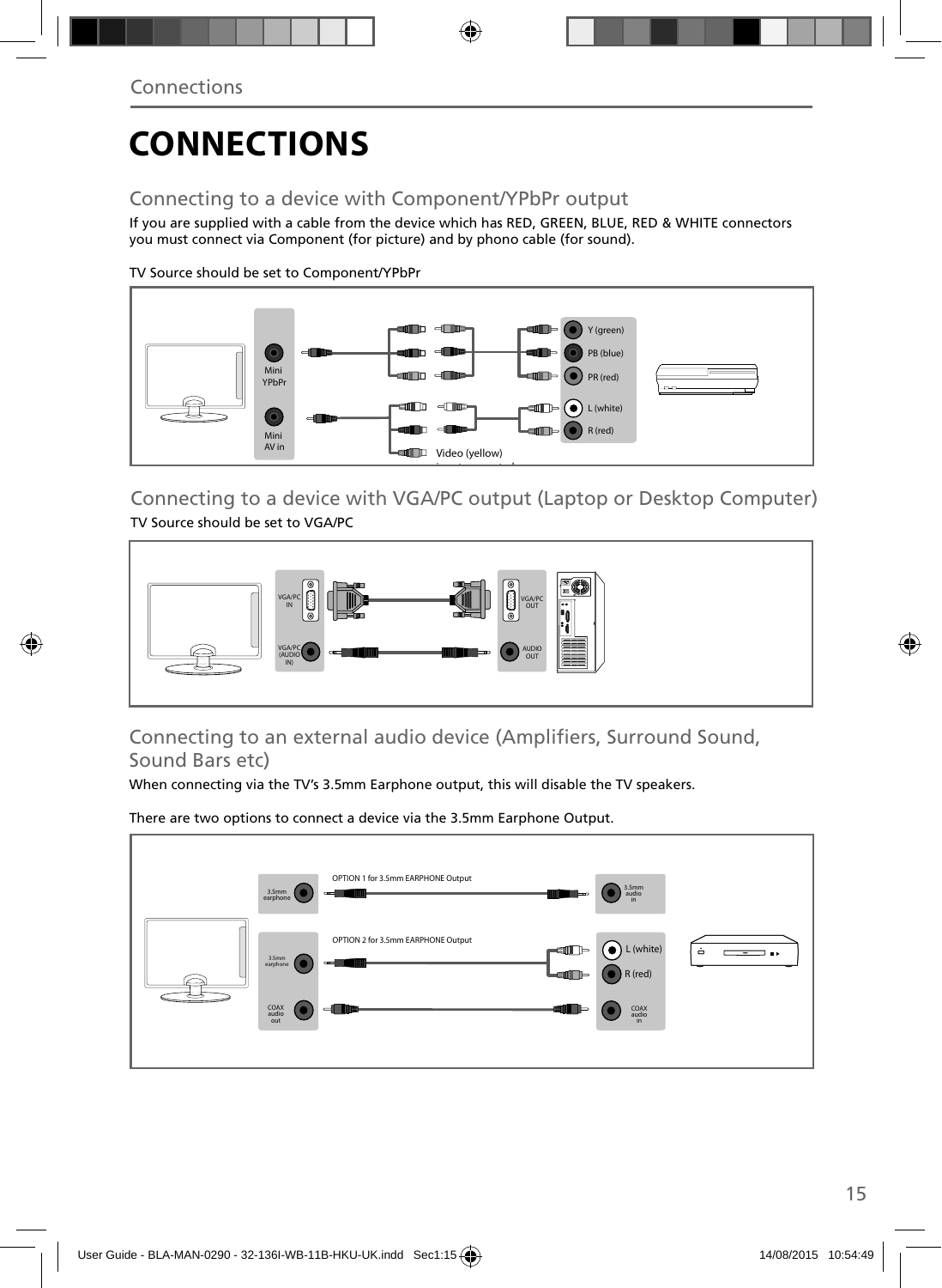# CONNECTIONS

## Connecting to a device with Component/YPbPr output

If you are supplied with a cable from the device which has RED, GREEN, BLUE, RED & WHITE connectors you must connect via Component (for picture) and by phono cable (for sound).

TV Source should be set to Component/YPbPr

Mini YPbPr

Mini AV in

Y (green)

PB (blue)

PR (red)

L (white)

R (red)

Video (yellow)

## Connecting to a device with VGA/PC output (Laptop or Desktop Computer)

TV Source should be set to VGA/PC

VGA/PC IN

VGA/PC (AUDIO IN)

VGA/PC OUT

AUDIO OUT

## Connecting to an external audio device (Amplifiers, Surround Sound, Sound Bars etc)

When connecting via the TV's 3.5mm Earphone output, this will disable the TV speakers.

There are two options to connect a device via the 3.5mm Earphone Output.

OPTION 1 for 3.5mm EARPHONE Output

3.5mm earphone

3.5mm audio in

OPTION 2 for 3.5mm EARPHONE Output

3.5mm earphone

L (white)

R (red)

COAX audio out

COAX audio in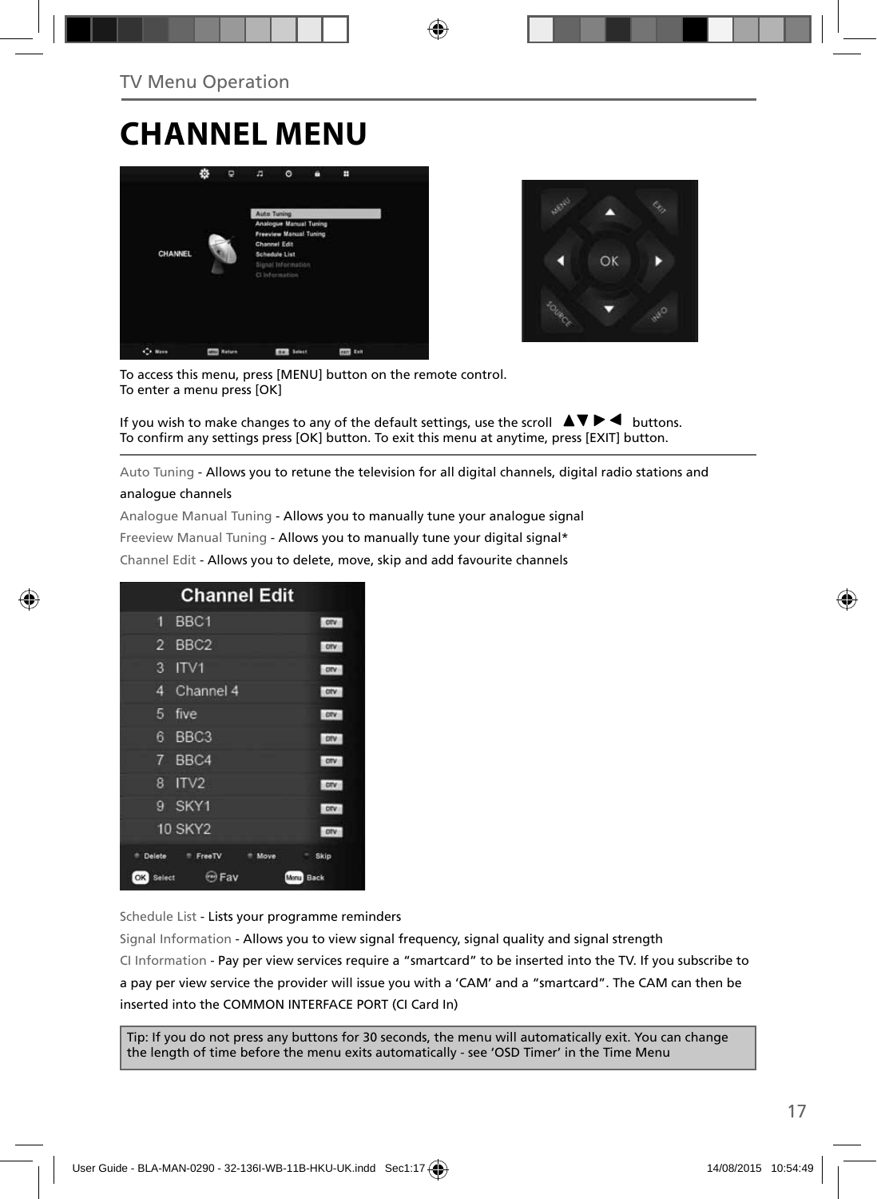TV Menu Operation

# CHANNEL MENU

To access this menu, press [MENU] button on the remote control.
To enter a menu press [OK]

If you wish to make changes to any of the default settings, use the scroll ▲▼▶◀ buttons.
To confirm any settings press [OK] button. To exit this menu at anytime, press [EXIT] button.

Auto Tuning - Allows you to retune the television for all digital channels, digital radio stations and analogue channels

Analogue Manual Tuning - Allows you to manually tune your analogue signal

Freeview Manual Tuning - Allows you to manually tune your digital signal*

Channel Edit - Allows you to delete, move, skip and add favourite channels

Schedule List - Lists your programme reminders

Signal Information - Allows you to view signal frequency, signal quality and signal strength

CI Information - Pay per view services require a “smartcard” to be inserted into the TV. If you subscribe to a pay per view service the provider will issue you with a ‘CAM’ and a “smartcard”. The CAM can then be inserted into the COMMON INTERFACE PORT (CI Card In)

Tip: If you do not press any buttons for 30 seconds, the menu will automatically exit. You can change the length of time before the menu exits automatically - see ‘OSD Timer’ in the Time Menu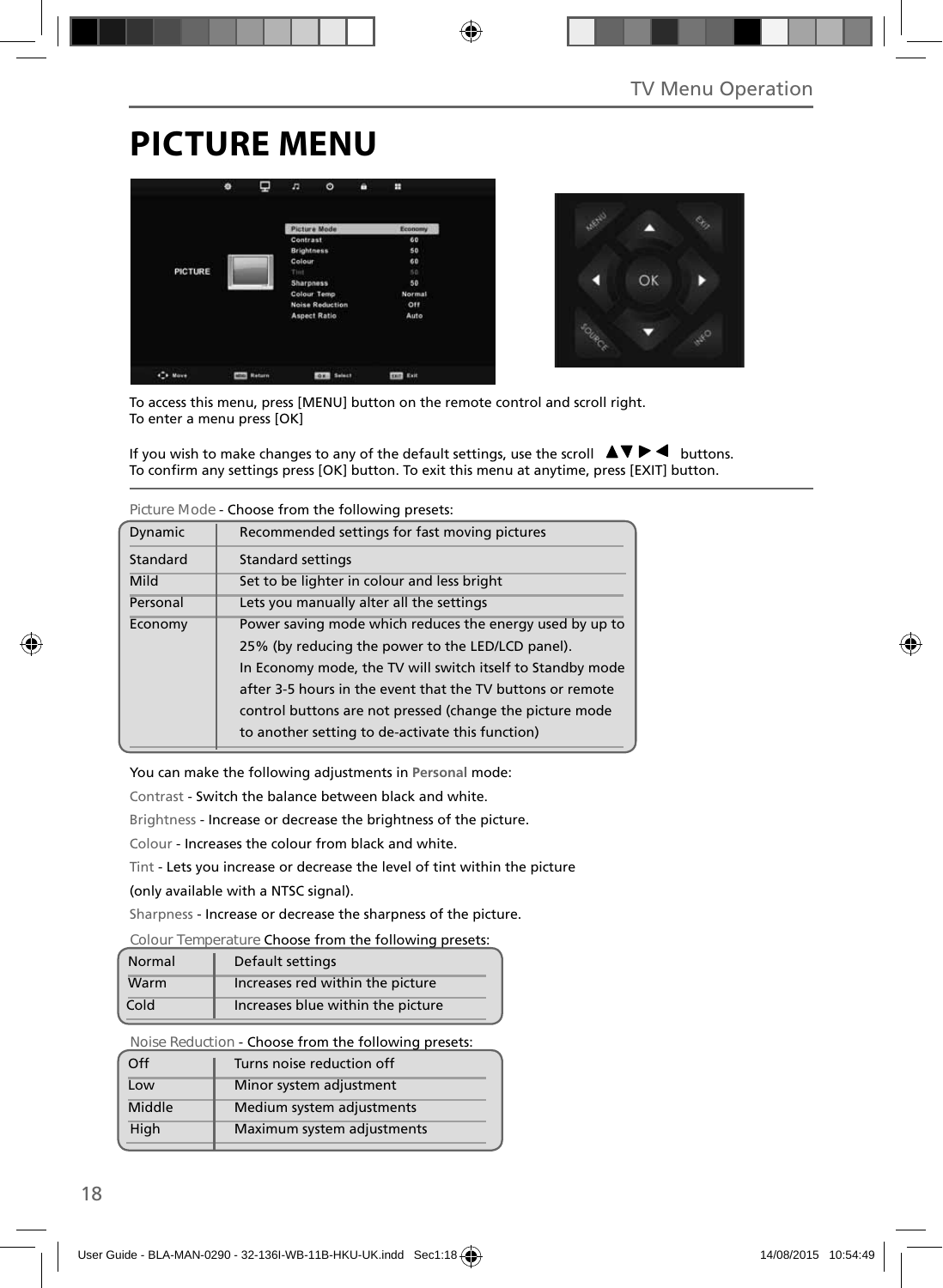# PICTURE MENU

To access this menu, press [MENU] button on the remote control and scroll right.
To enter a menu press [OK]

If you wish to make changes to any of the default settings, use the scroll ▲▼▶◀ buttons.
To confirm any settings press [OK] button. To exit this menu at anytime, press [EXIT] button.

Picture Mode - Choose from the following presets:

| | |
|---|---|
| Dynamic | Recommended settings for fast moving pictures |
| Standard | Standard settings |
| Mild | Set to be lighter in colour and less bright |
| Personal | Lets you manually alter all the settings |
| Economy | Power saving mode which reduces the energy used by up to 25% (by reducing the power to the LED/LCD panel). In Economy mode, the TV will switch itself to Standby mode after 3-5 hours in the event that the TV buttons or remote control buttons are not pressed (change the picture mode to another setting to de-activate this function) |

You can make the following adjustments in **Personal** mode:

Contrast - Switch the balance between black and white.

Brightness - Increase or decrease the brightness of the picture.

Colour - Increases the colour from black and white.

Tint - Lets you increase or decrease the level of tint within the picture (only available with a NTSC signal).

Sharpness - Increase or decrease the sharpness of the picture.

Colour Temperature Choose from the following presets:

| | |
|---|---|
| Normal | Default settings |
| Warm | Increases red within the picture |
| Cold | Increases blue within the picture |

Noise Reduction - Choose from the following presets:

| | |
|---|---|
| Off | Turns noise reduction off |
| Low | Minor system adjustment |
| Middle | Medium system adjustments |
| High | Maximum system adjustments |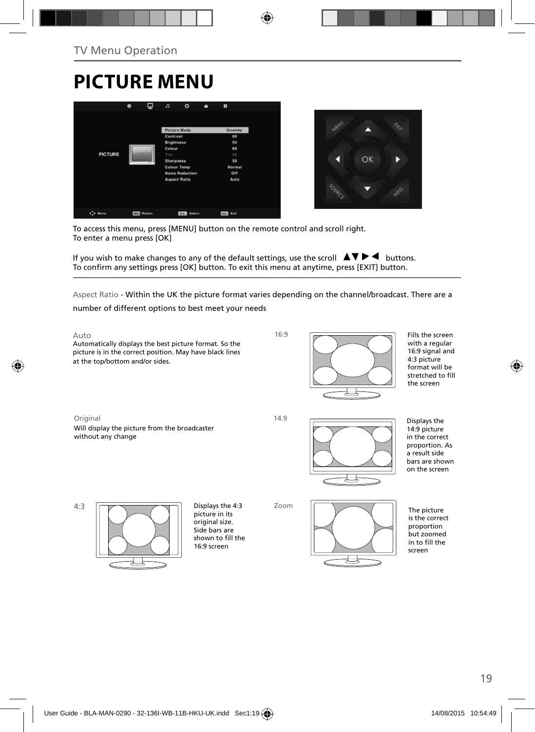TV Menu Operation

# PICTURE MENU

To access this menu, press [MENU] button on the remote control and scroll right.
To enter a menu press [OK]

If you wish to make changes to any of the default settings, use the scroll ▲▼▶◀ buttons.
To confirm any settings press [OK] button. To exit this menu at anytime, press [EXIT] button.

Aspect Ratio - Within the UK the picture format varies depending on the channel/broadcast. There are a number of different options to best meet your needs

**Auto**
Automatically displays the best picture format. So the picture is in the correct position. May have black lines at the top/bottom and/or sides.

**16:9**
Fills the screen with a regular 16:9 signal and 4:3 picture format will be stretched to fill the screen

**Original**
Will display the picture from the broadcaster without any change

**14.9**
Displays the 14:9 picture in the correct proportion. As a result side bars are shown on the screen

**4:3**
Displays the 4:3 picture in its original size. Side bars are shown to fill the 16:9 screen

**Zoom**
The picture is the correct proportion but zoomed in to fill the screen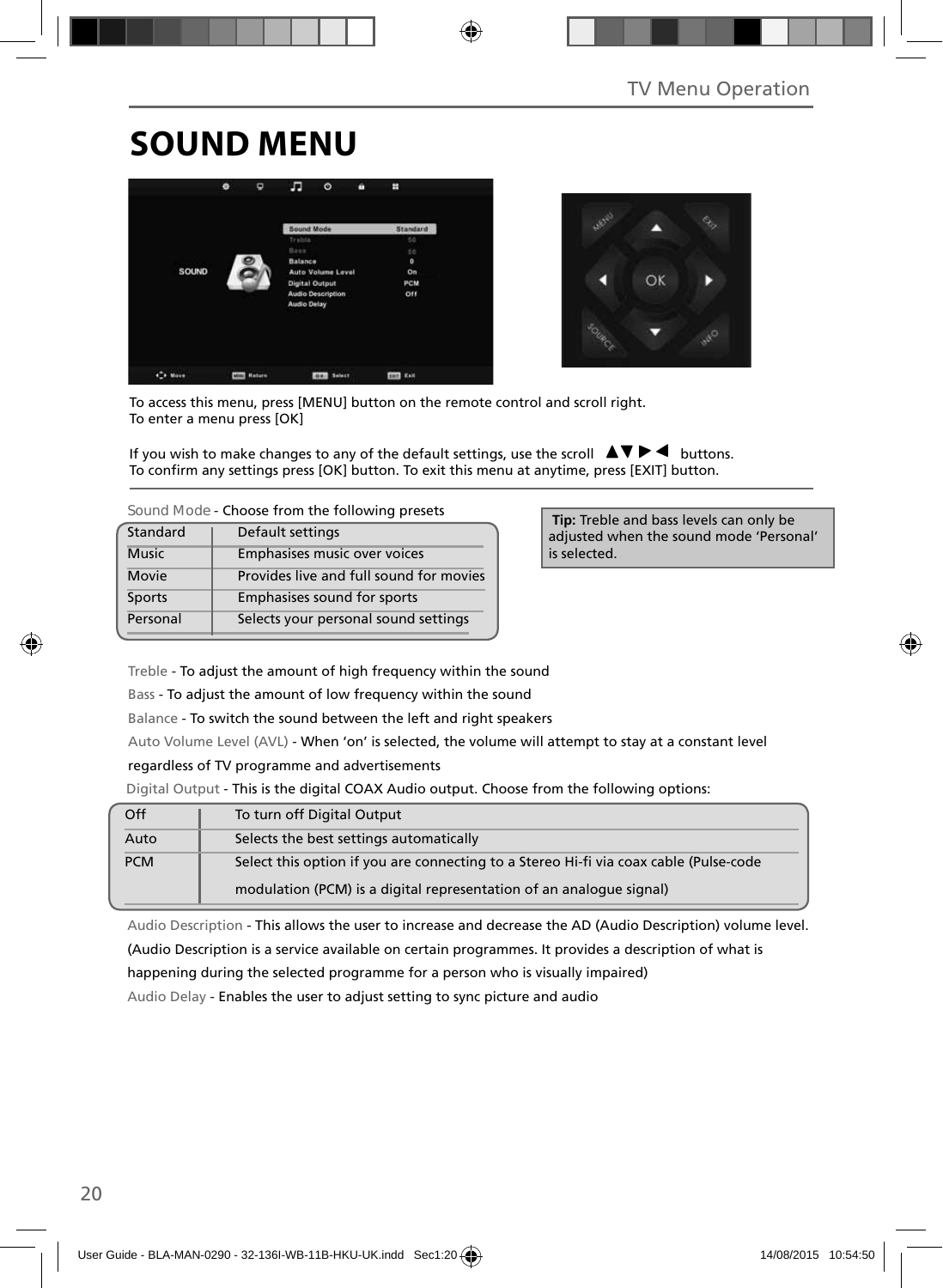# SOUND MENU

To access this menu, press [MENU] button on the remote control and scroll right.
To enter a menu press [OK]

If you wish to make changes to any of the default settings, use the scroll ▲▼▶◀ buttons.
To confirm any settings press [OK] button. To exit this menu at anytime, press [EXIT] button.

Sound Mode - Choose from the following presets

| | |
|---|---|
| Standard | Default settings |
| Music | Emphasises music over voices |
| Movie | Provides live and full sound for movies |
| Sports | Emphasises sound for sports |
| Personal | Selects your personal sound settings |

**Tip:** Treble and bass levels can only be adjusted when the sound mode 'Personal' is selected.

Treble - To adjust the amount of high frequency within the sound

Bass - To adjust the amount of low frequency within the sound

Balance - To switch the sound between the left and right speakers

Auto Volume Level (AVL) - When 'on' is selected, the volume will attempt to stay at a constant level regardless of TV programme and advertisements

Digital Output - This is the digital COAX Audio output. Choose from the following options:

| | |
|---|---|
| Off | To turn off Digital Output |
| Auto | Selects the best settings automatically |
| PCM | Select this option if you are connecting to a Stereo Hi-fi via coax cable (Pulse-code modulation (PCM) is a digital representation of an analogue signal) |

Audio Description - This allows the user to increase and decrease the AD (Audio Description) volume level. (Audio Description is a service available on certain programmes. It provides a description of what is happening during the selected programme for a person who is visually impaired)

Audio Delay - Enables the user to adjust setting to sync picture and audio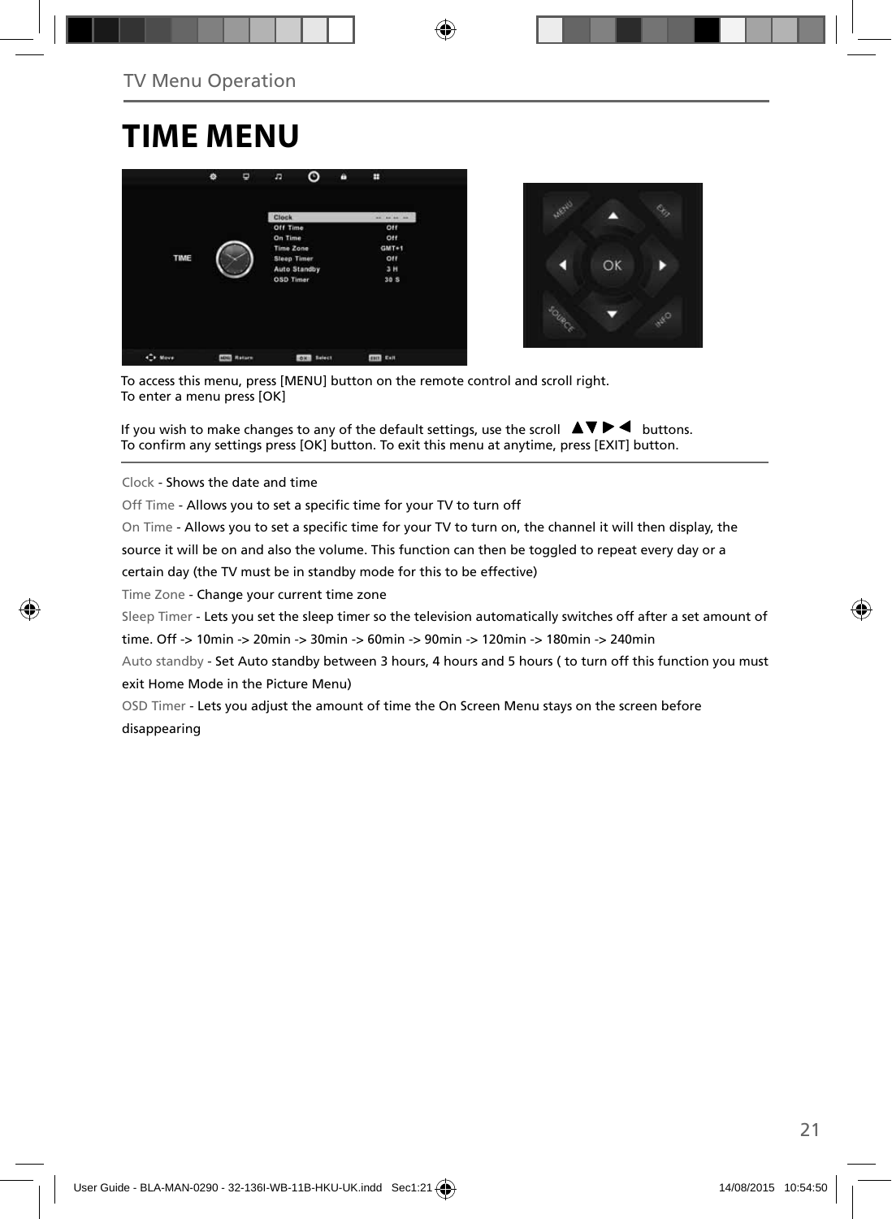# TIME MENU

To access this menu, press [MENU] button on the remote control and scroll right.
To enter a menu press [OK]

If you wish to make changes to any of the default settings, use the scroll ▲▼▶◀ buttons.
To confirm any settings press [OK] button. To exit this menu at anytime, press [EXIT] button.

Clock - Shows the date and time

Off Time - Allows you to set a specific time for your TV to turn off

On Time - Allows you to set a specific time for your TV to turn on, the channel it will then display, the source it will be on and also the volume. This function can then be toggled to repeat every day or a certain day (the TV must be in standby mode for this to be effective)

Time Zone - Change your current time zone

Sleep Timer - Lets you set the sleep timer so the television automatically switches off after a set amount of time. Off -> 10min -> 20min -> 30min -> 60min -> 90min -> 120min -> 180min -> 240min

Auto standby - Set Auto standby between 3 hours, 4 hours and 5 hours ( to turn off this function you must exit Home Mode in the Picture Menu)

OSD Timer - Lets you adjust the amount of time the On Screen Menu stays on the screen before disappearing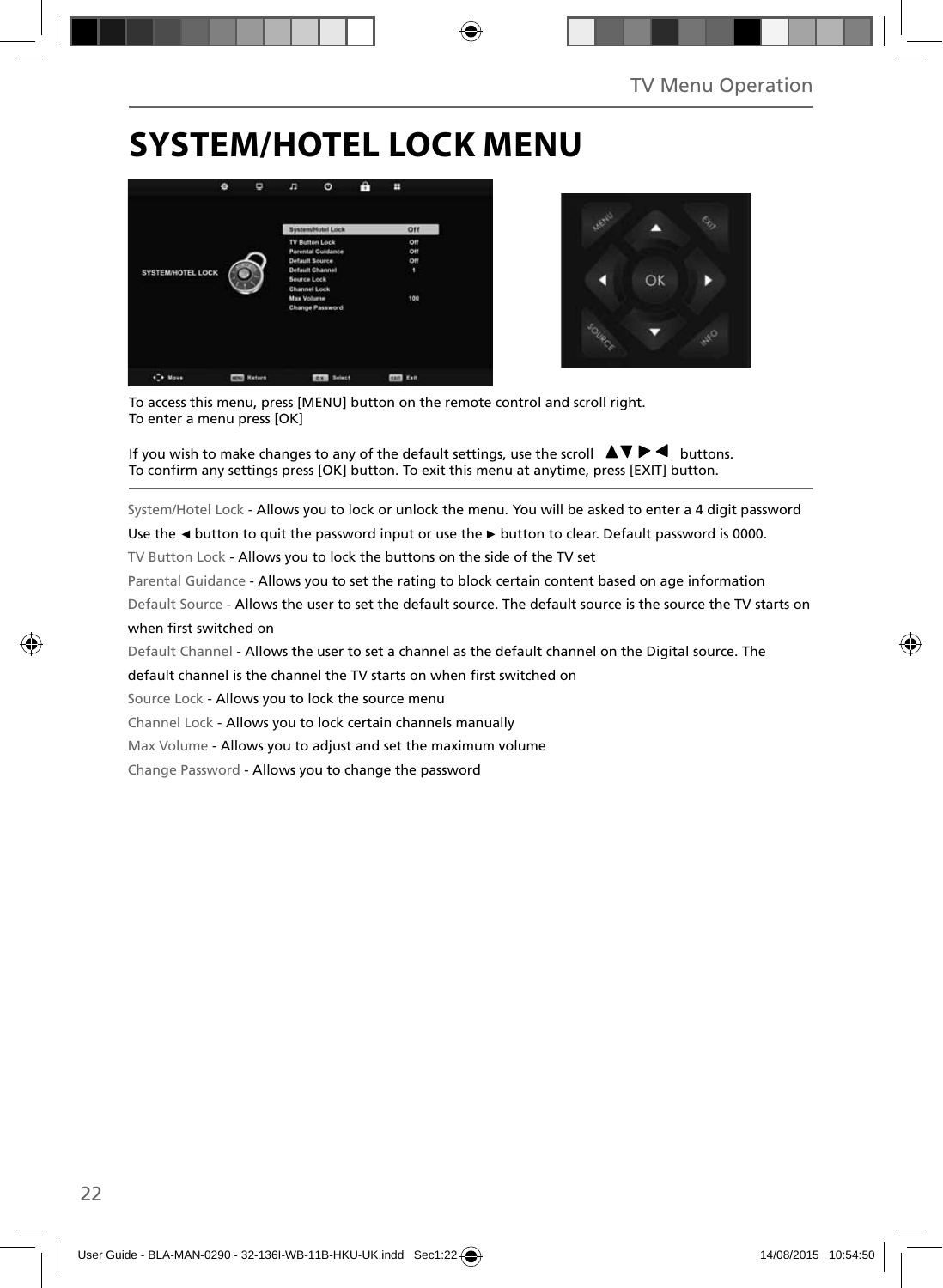# SYSTEM/HOTEL LOCK MENU

To access this menu, press [MENU] button on the remote control and scroll right.
To enter a menu press [OK]

If you wish to make changes to any of the default settings, use the scroll ▲▼ ▶ ◀ buttons.
To confirm any settings press [OK] button. To exit this menu at anytime, press [EXIT] button.

System/Hotel Lock - Allows you to lock or unlock the menu. You will be asked to enter a 4 digit password Use the ◄ button to quit the password input or use the ► button to clear. Default password is 0000.

TV Button Lock - Allows you to lock the buttons on the side of the TV set

Parental Guidance - Allows you to set the rating to block certain content based on age information

Default Source - Allows the user to set the default source. The default source is the source the TV starts on when first switched on

Default Channel - Allows the user to set a channel as the default channel on the Digital source. The default channel is the channel the TV starts on when first switched on

Source Lock - Allows you to lock the source menu

Channel Lock - Allows you to lock certain channels manually

Max Volume - Allows you to adjust and set the maximum volume

Change Password - Allows you to change the password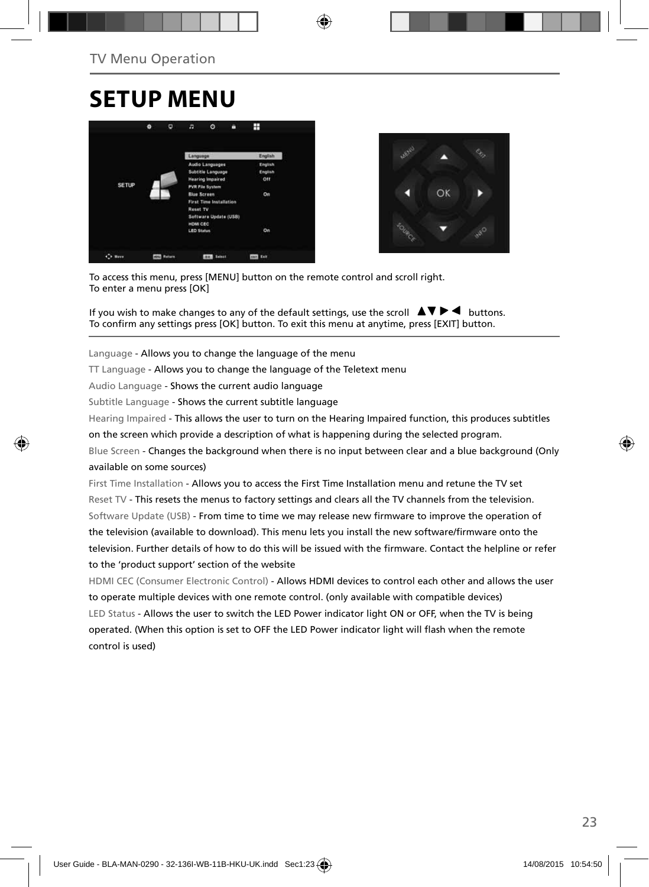# SETUP MENU

To access this menu, press [MENU] button on the remote control and scroll right.
To enter a menu press [OK]

If you wish to make changes to any of the default settings, use the scroll ▲▼▶◀ buttons.
To confirm any settings press [OK] button. To exit this menu at anytime, press [EXIT] button.

Language - Allows you to change the language of the menu

TT Language - Allows you to change the language of the Teletext menu

Audio Language - Shows the current audio language

Subtitle Language - Shows the current subtitle language

Hearing Impaired - This allows the user to turn on the Hearing Impaired function, this produces subtitles on the screen which provide a description of what is happening during the selected program.

Blue Screen - Changes the background when there is no input between clear and a blue background (Only available on some sources)

First Time Installation - Allows you to access the First Time Installation menu and retune the TV set

Reset TV - This resets the menus to factory settings and clears all the TV channels from the television.

Software Update (USB) - From time to time we may release new firmware to improve the operation of the television (available to download). This menu lets you install the new software/firmware onto the television. Further details of how to do this will be issued with the firmware. Contact the helpline or refer to the 'product support' section of the website

HDMI CEC (Consumer Electronic Control) - Allows HDMI devices to control each other and allows the user to operate multiple devices with one remote control. (only available with compatible devices)

LED Status - Allows the user to switch the LED Power indicator light ON or OFF, when the TV is being operated. (When this option is set to OFF the LED Power indicator light will flash when the remote control is used)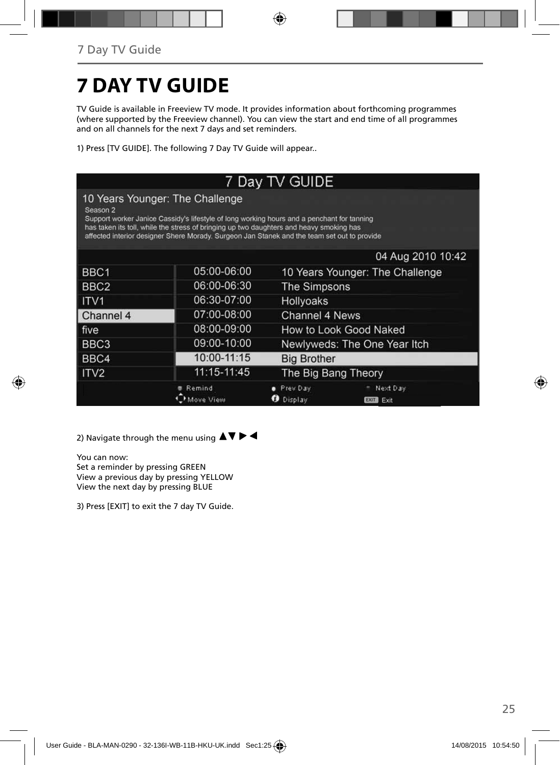# 7 DAY TV GUIDE

TV Guide is available in Freeview TV mode. It provides information about forthcoming programmes (where supported by the Freeview channel). You can view the start and end time of all programmes and on all channels for the next 7 days and set reminders.

1) Press [TV GUIDE]. The following 7 Day TV Guide will appear..

7 Day TV GUIDE

10 Years Younger: The Challenge
Season 2
Support worker Janice Cassidy's lifestyle of long working hours and a penchant for tanning has taken its toll, while the stress of bringing up two daughters and heavy smoking has affected interior designer Shere Morady. Surgeon Jan Stanek and the team set out to provide

04 Aug 2010 10:42

| Channel | Time | Programme |
|---|---|---|
| BBC1 | 05:00-06:00 | 10 Years Younger: The Challenge |
| BBC2 | 06:00-06:30 | The Simpsons |
| ITV1 | 06:30-07:00 | Hollyoaks |
| Channel 4 | 07:00-08:00 | Channel 4 News |
| five | 08:00-09:00 | How to Look Good Naked |
| BBC3 | 09:00-10:00 | Newlyweds: The One Year Itch |
| BBC4 | 10:00-11:15 | Big Brother |
| ITV2 | 11:15-11:45 | The Big Bang Theory |

Remind | Prev Day | Next Day
Move View | Display | EXIT Exit

2) Navigate through the menu using ▲▼ ▶ ◀

You can now:
Set a reminder by pressing GREEN
View a previous day by pressing YELLOW
View the next day by pressing BLUE

3) Press [EXIT] to exit the 7 day TV Guide.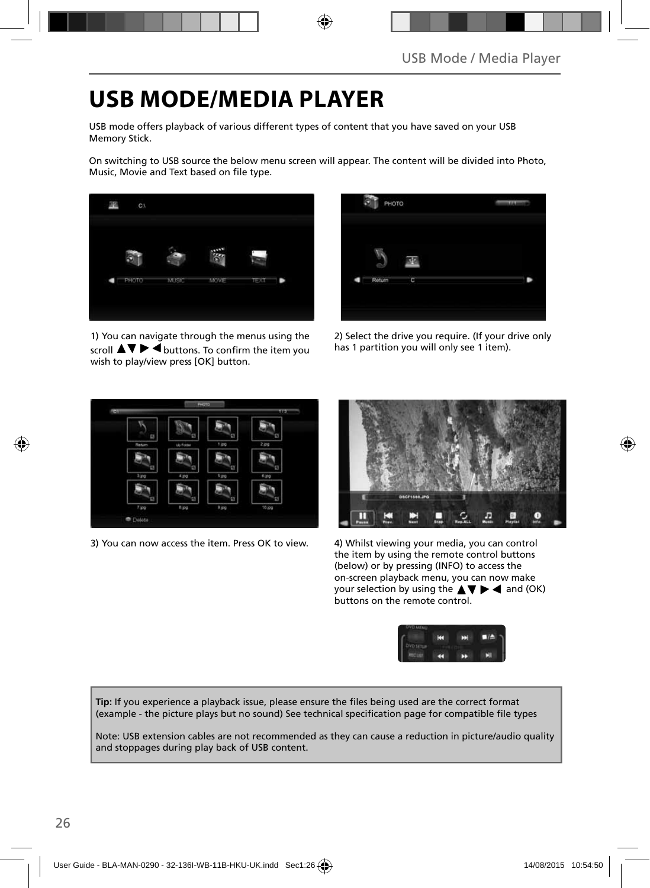# USB MODE/MEDIA PLAYER

USB mode offers playback of various different types of content that you have saved on your USB Memory Stick.

On switching to USB source the below menu screen will appear. The content will be divided into Photo, Music, Movie and Text based on file type.

1) You can navigate through the menus using the scroll ▲▼ ▶ ◀ buttons. To confirm the item you wish to play/view press [OK] button.

2) Select the drive you require. (If your drive only has 1 partition you will only see 1 item).

3) You can now access the item. Press OK to view.

4) Whilst viewing your media, you can control the item by using the remote control buttons (below) or by pressing (INFO) to access the on-screen playback menu, you can now make your selection by using the ▲▼ ▶ ◀ and (OK) buttons on the remote control.

**Tip:** If you experience a playback issue, please ensure the files being used are the correct format (example - the picture plays but no sound) See technical specification page for compatible file types

Note: USB extension cables are not recommended as they can cause a reduction in picture/audio quality and stoppages during play back of USB content.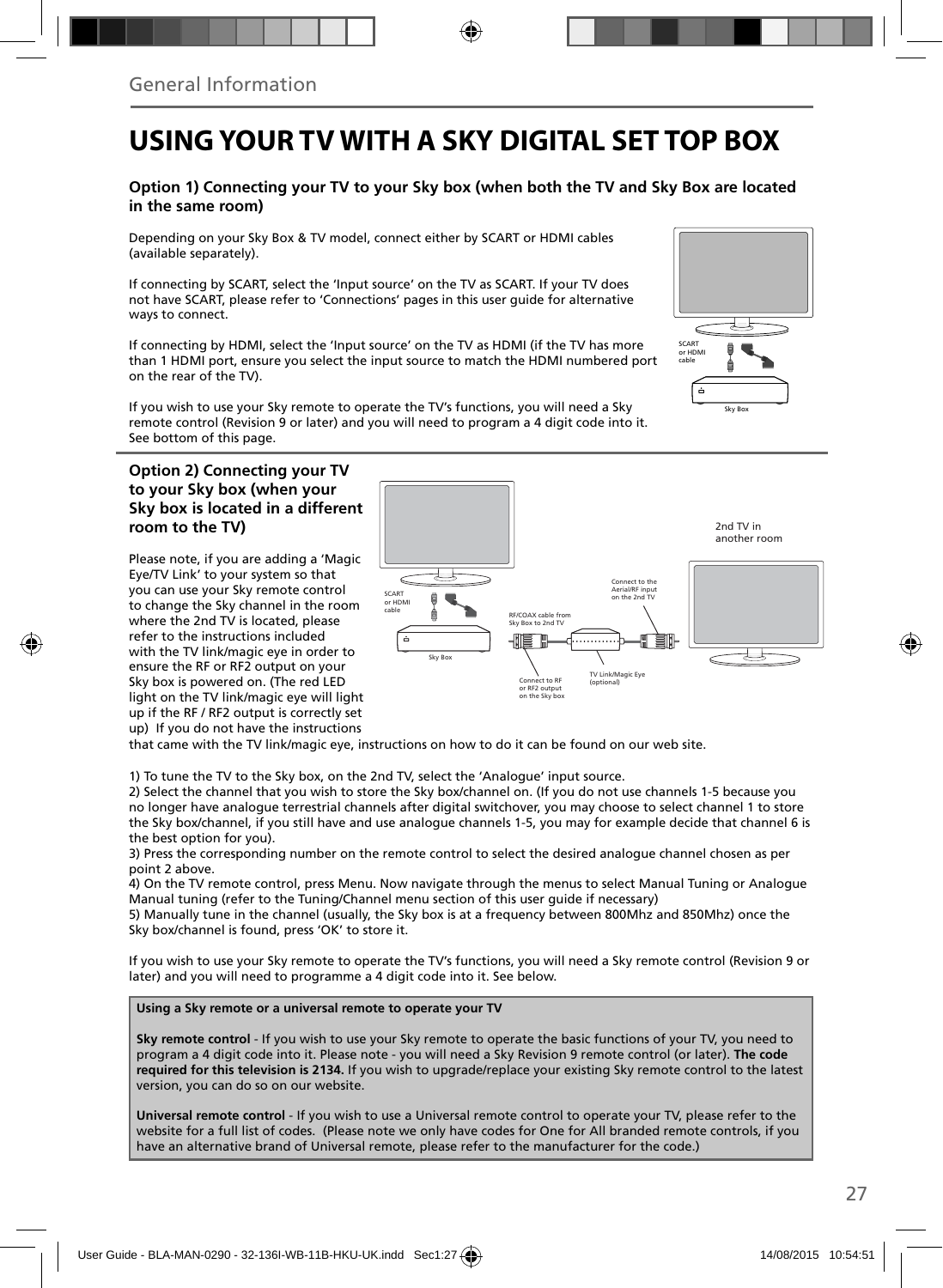General Information

# USING YOUR TV WITH A SKY DIGITAL SET TOP BOX

### Option 1) Connecting your TV to your Sky box (when both the TV and Sky Box are located in the same room)

Depending on your Sky Box & TV model, connect either by SCART or HDMI cables (available separately).

If connecting by SCART, select the 'Input source' on the TV as SCART. If your TV does not have SCART, please refer to 'Connections' pages in this user guide for alternative ways to connect.

If connecting by HDMI, select the 'Input source' on the TV as HDMI (if the TV has more than 1 HDMI port, ensure you select the input source to match the HDMI numbered port on the rear of the TV).

If you wish to use your Sky remote to operate the TV's functions, you will need a Sky remote control (Revision 9 or later) and you will need to program a 4 digit code into it. See bottom of this page.

SCART or HDMI cable

Sky Box

### Option 2) Connecting your TV to your Sky box (when your Sky box is located in a different room to the TV)

Please note, if you are adding a 'Magic Eye/TV Link' to your system so that you can use your Sky remote control to change the Sky channel in the room where the 2nd TV is located, please refer to the instructions included with the TV link/magic eye in order to ensure the RF or RF2 output on your Sky box is powered on. (The red LED light on the TV link/magic eye will light up if the RF / RF2 output is correctly set up) If you do not have the instructions that came with the TV link/magic eye, instructions on how to do it can be found on our web site.

2nd TV in another room

SCART or HDMI cable

Sky Box

RF/COAX cable from Sky Box to 2nd TV

Connect to the Aerial/RF input on the 2nd TV

Connect to RF or RF2 output on the Sky box

TV Link/Magic Eye (optional)

1) To tune the TV to the Sky box, on the 2nd TV, select the 'Analogue' input source.
2) Select the channel that you wish to store the Sky box/channel on. (If you do not use channels 1-5 because you no longer have analogue terrestrial channels after digital switchover, you may choose to select channel 1 to store the Sky box/channel, if you still have and use analogue channels 1-5, you may for example decide that channel 6 is the best option for you).
3) Press the corresponding number on the remote control to select the desired analogue channel chosen as per point 2 above.
4) On the TV remote control, press Menu. Now navigate through the menus to select Manual Tuning or Analogue Manual tuning (refer to the Tuning/Channel menu section of this user guide if necessary)
5) Manually tune in the channel (usually, the Sky box is at a frequency between 800Mhz and 850Mhz) once the Sky box/channel is found, press 'OK' to store it.

If you wish to use your Sky remote to operate the TV's functions, you will need a Sky remote control (Revision 9 or later) and you will need to programme a 4 digit code into it. See below.

**Using a Sky remote or a universal remote to operate your TV**

**Sky remote control** - If you wish to use your Sky remote to operate the basic functions of your TV, you need to program a 4 digit code into it. Please note - you will need a Sky Revision 9 remote control (or later). **The code required for this television is 2134.** If you wish to upgrade/replace your existing Sky remote control to the latest version, you can do so on our website.

**Universal remote control** - If you wish to use a Universal remote control to operate your TV, please refer to the website for a full list of codes. (Please note we only have codes for One for All branded remote controls, if you have an alternative brand of Universal remote, please refer to the manufacturer for the code.)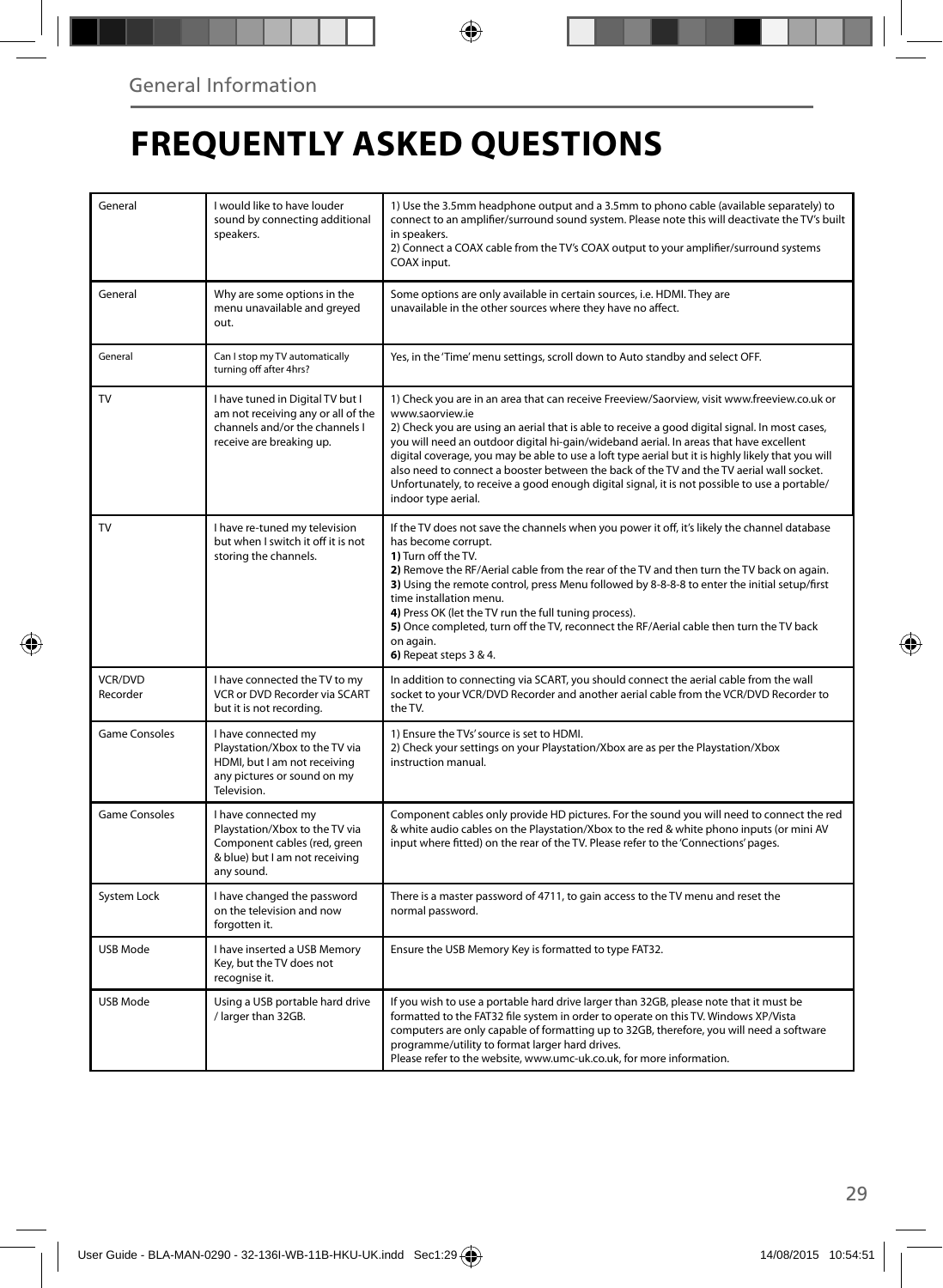General Information

# FREQUENTLY ASKED QUESTIONS

| | | |
|---|---|---|
| General | I would like to have louder sound by connecting additional speakers. | 1) Use the 3.5mm headphone output and a 3.5mm to phono cable (available separately) to connect to an amplifier/surround sound system. Please note this will deactivate the TV's built in speakers.<br>2) Connect a COAX cable from the TV's COAX output to your amplifier/surround systems COAX input. |
| General | Why are some options in the menu unavailable and greyed out. | Some options are only available in certain sources, i.e. HDMI. They are unavailable in the other sources where they have no affect. |
| General | Can I stop my TV automatically turning off after 4hrs? | Yes, in the 'Time' menu settings, scroll down to Auto standby and select OFF. |
| TV | I have tuned in Digital TV but I am not receiving any or all of the channels and/or the channels I receive are breaking up. | 1) Check you are in an area that can receive Freeview/Saorview, visit www.freeview.co.uk or www.saorview.ie<br>2) Check you are using an aerial that is able to receive a good digital signal. In most cases, you will need an outdoor digital hi-gain/wideband aerial. In areas that have excellent digital coverage, you may be able to use a loft type aerial but it is highly likely that you will also need to connect a booster between the back of the TV and the TV aerial wall socket. Unfortunately, to receive a good enough digital signal, it is not possible to use a portable/indoor type aerial. |
| TV | I have re-tuned my television but when I switch it off it is not storing the channels. | If the TV does not save the channels when you power it off, it's likely the channel database has become corrupt.<br>**1)** Turn off the TV.<br>**2)** Remove the RF/Aerial cable from the rear of the TV and then turn the TV back on again.<br>**3)** Using the remote control, press Menu followed by 8-8-8-8 to enter the initial setup/first time installation menu.<br>**4)** Press OK (let the TV run the full tuning process).<br>**5)** Once completed, turn off the TV, reconnect the RF/Aerial cable then turn the TV back on again.<br>**6)** Repeat steps 3 & 4. |
| VCR/DVD Recorder | I have connected the TV to my VCR or DVD Recorder via SCART but it is not recording. | In addition to connecting via SCART, you should connect the aerial cable from the wall socket to your VCR/DVD Recorder and another aerial cable from the VCR/DVD Recorder to the TV. |
| Game Consoles | I have connected my Playstation/Xbox to the TV via HDMI, but I am not receiving any pictures or sound on my Television. | 1) Ensure the TVs' source is set to HDMI.<br>2) Check your settings on your Playstation/Xbox are as per the Playstation/Xbox instruction manual. |
| Game Consoles | I have connected my Playstation/Xbox to the TV via Component cables (red, green & blue) but I am not receiving any sound. | Component cables only provide HD pictures. For the sound you will need to connect the red & white audio cables on the Playstation/Xbox to the red & white phono inputs (or mini AV input where fitted) on the rear of the TV. Please refer to the 'Connections' pages. |
| System Lock | I have changed the password on the television and now forgotten it. | There is a master password of 4711, to gain access to the TV menu and reset the normal password. |
| USB Mode | I have inserted a USB Memory Key, but the TV does not recognise it. | Ensure the USB Memory Key is formatted to type FAT32. |
| USB Mode | Using a USB portable hard drive / larger than 32GB. | If you wish to use a portable hard drive larger than 32GB, please note that it must be formatted to the FAT32 file system in order to operate on this TV. Windows XP/Vista computers are only capable of formatting up to 32GB, therefore, you will need a software programme/utility to format larger hard drives.<br>Please refer to the website, www.umc-uk.co.uk, for more information. |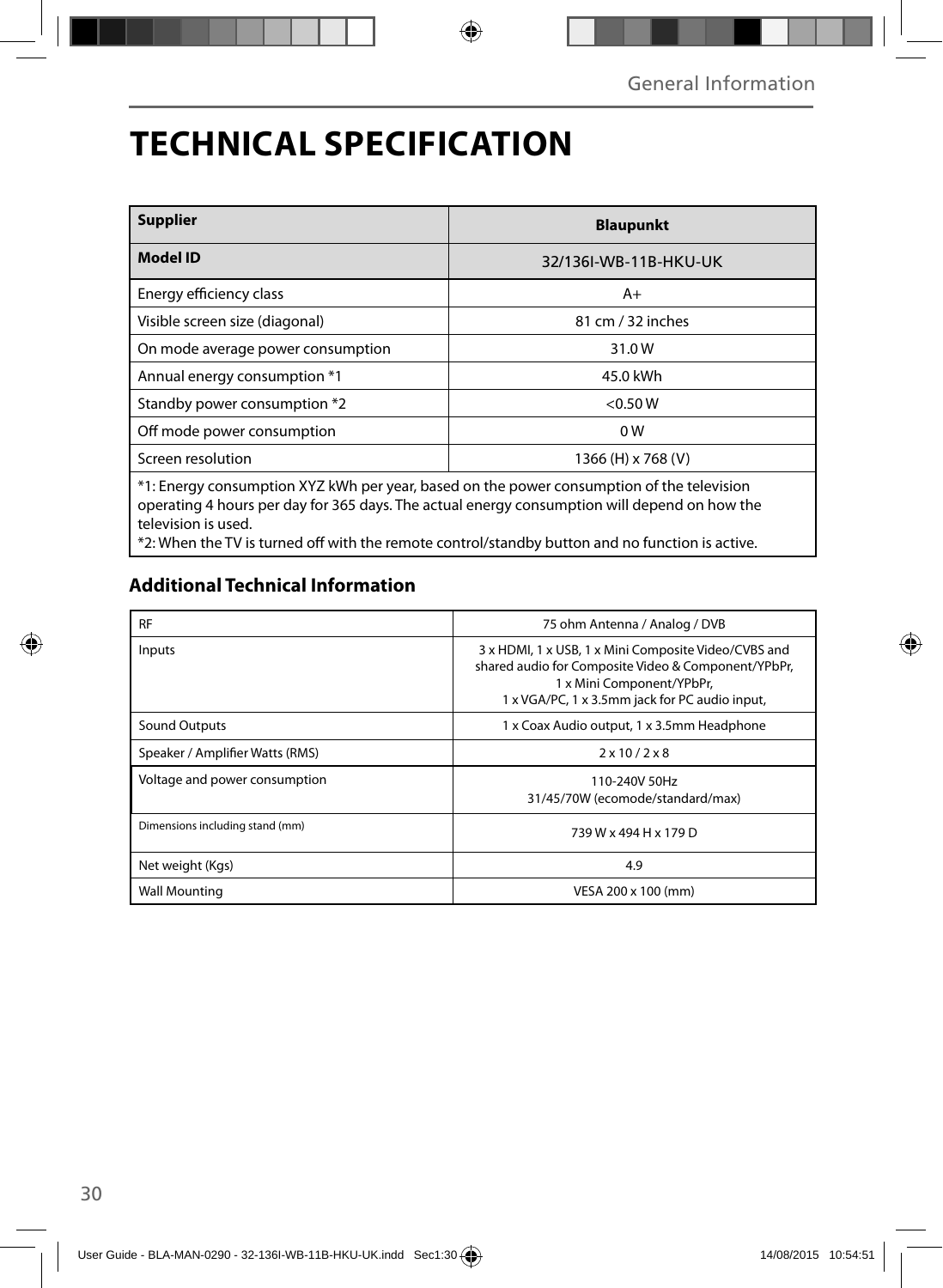# TECHNICAL SPECIFICATION

| Supplier | Blaupunkt |
|---|---|
| **Model ID** | 32/136I-WB-11B-HKU-UK |
| Energy efficiency class | A+ |
| Visible screen size (diagonal) | 81 cm / 32 inches |
| On mode average power consumption | 31.0 W |
| Annual energy consumption *1 | 45.0 kWh |
| Standby power consumption *2 | <0.50 W |
| Off mode power consumption | 0 W |
| Screen resolution | 1366 (H) x 768 (V) |

*1: Energy consumption XYZ kWh per year, based on the power consumption of the television operating 4 hours per day for 365 days. The actual energy consumption will depend on how the television is used.
*2: When the TV is turned off with the remote control/standby button and no function is active.

## Additional Technical Information

| | |
|---|---|
| RF | 75 ohm Antenna / Analog / DVB |
| Inputs | 3 x HDMI, 1 x USB, 1 x Mini Composite Video/CVBS and shared audio for Composite Video & Component/YPbPr, 1 x Mini Component/YPbPr, 1 x VGA/PC, 1 x 3.5mm jack for PC audio input, |
| Sound Outputs | 1 x Coax Audio output, 1 x 3.5mm Headphone |
| Speaker / Amplifier Watts (RMS) | 2 x 10 / 2 x 8 |
| Voltage and power consumption | 110-240V 50Hz<br>31/45/70W (ecomode/standard/max) |
| Dimensions including stand (mm) | 739 W x 494 H x 179 D |
| Net weight (Kgs) | 4.9 |
| Wall Mounting | VESA 200 x 100 (mm) |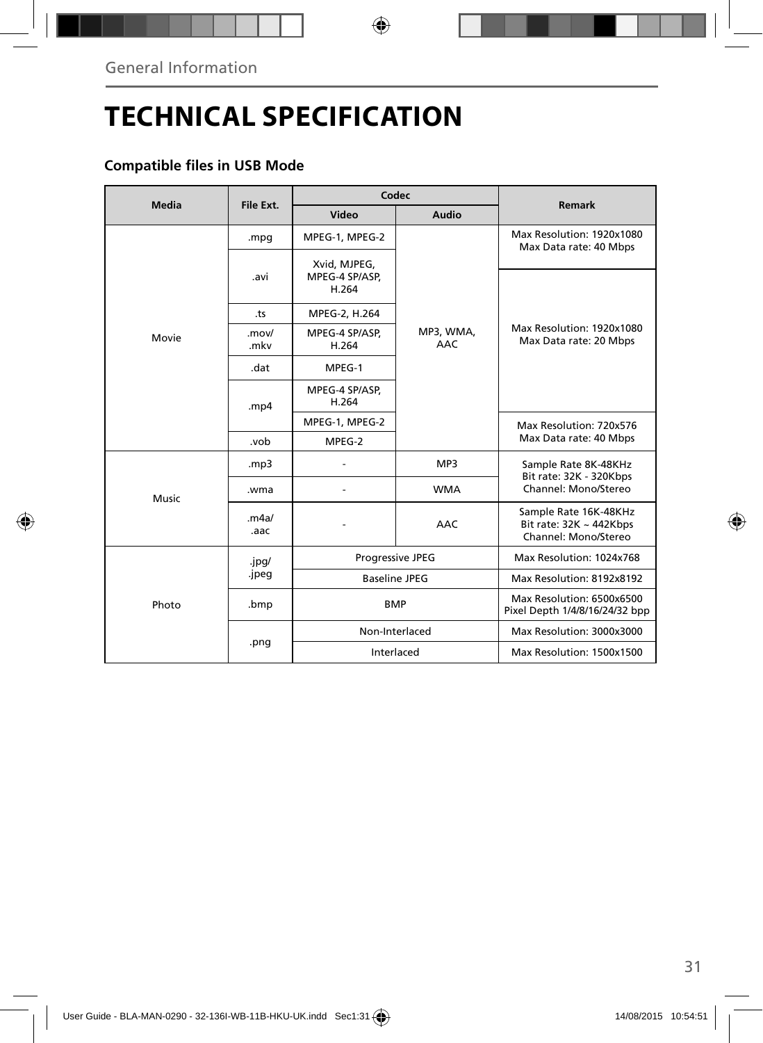# TECHNICAL SPECIFICATION

### Compatible files in USB Mode

| Media | File Ext. | Codec | | Remark |
|---|---|---|---|---|
| | | Video | Audio | |
| Movie | .mpg | MPEG-1, MPEG-2 | MP3, WMA, AAC | Max Resolution: 1920x1080<br>Max Data rate: 40 Mbps |
| | .avi | Xvid, MJPEG, MPEG-4 SP/ASP, H.264 | | Max Resolution: 1920x1080<br>Max Data rate: 20 Mbps |
| | .ts | MPEG-2, H.264 | | |
| | .mov/ .mkv | MPEG-4 SP/ASP, H.264 | | |
| | .dat | MPEG-1 | | |
| | .mp4 | MPEG-4 SP/ASP, H.264 | | |
| | | MPEG-1, MPEG-2 | | Max Resolution: 720x576<br>Max Data rate: 40 Mbps |
| | .vob | MPEG-2 | | |
| Music | .mp3 | - | MP3 | Sample Rate 8K-48KHz<br>Bit rate: 32K - 320Kbps<br>Channel: Mono/Stereo |
| | .wma | - | WMA | |
| | .m4a/ .aac | - | AAC | Sample Rate 16K-48KHz<br>Bit rate: 32K ~ 442Kbps<br>Channel: Mono/Stereo |
| Photo | .jpg/ .jpeg | Progressive JPEG | | Max Resolution: 1024x768 |
| | | Baseline JPEG | | Max Resolution: 8192x8192 |
| | .bmp | BMP | | Max Resolution: 6500x6500<br>Pixel Depth 1/4/8/16/24/32 bpp |
| | .png | Non-Interlaced | | Max Resolution: 3000x3000 |
| | | Interlaced | | Max Resolution: 1500x1500 |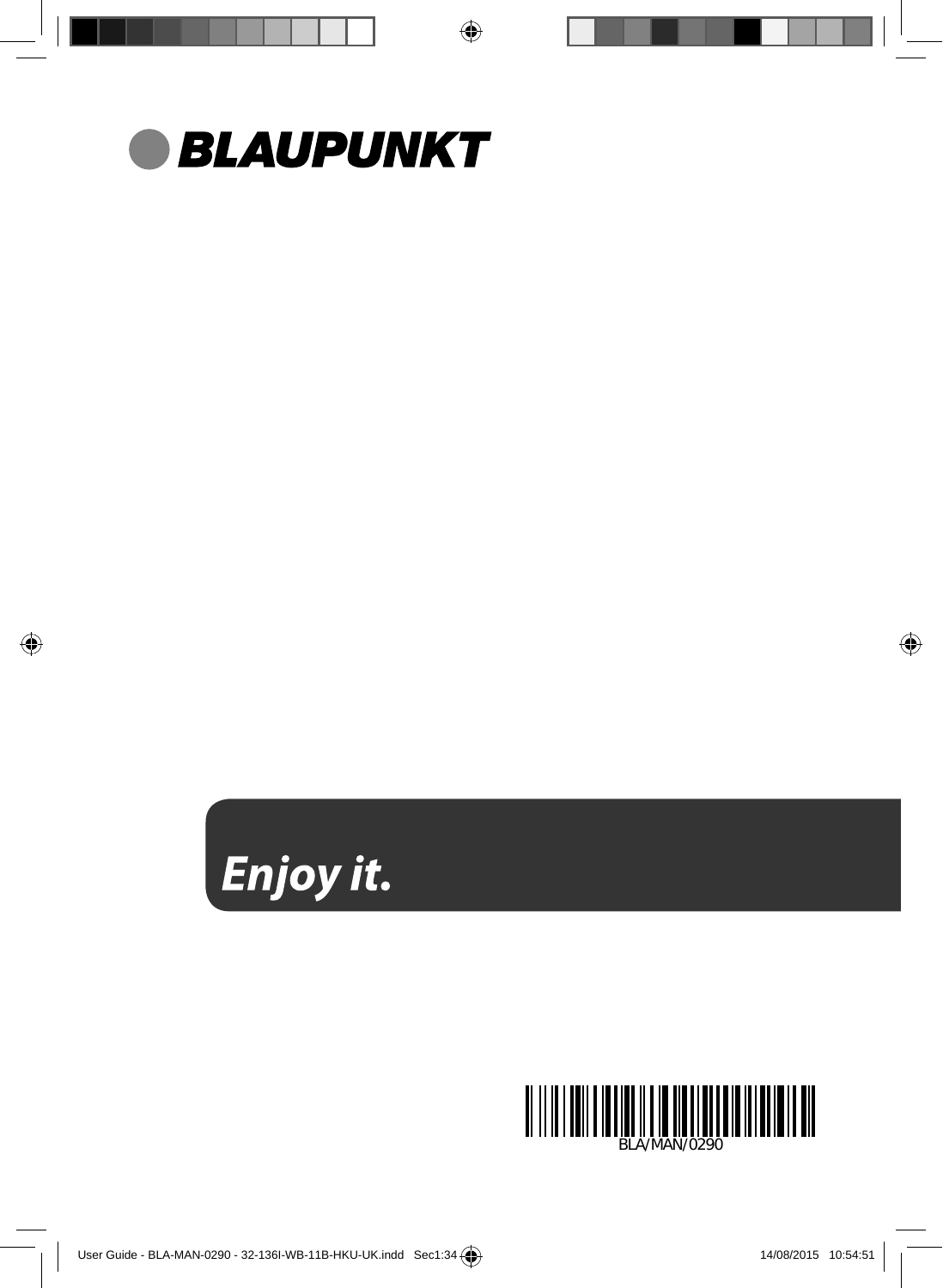BLAUPUNKT

Enjoy it.

BLA/MAN/0290